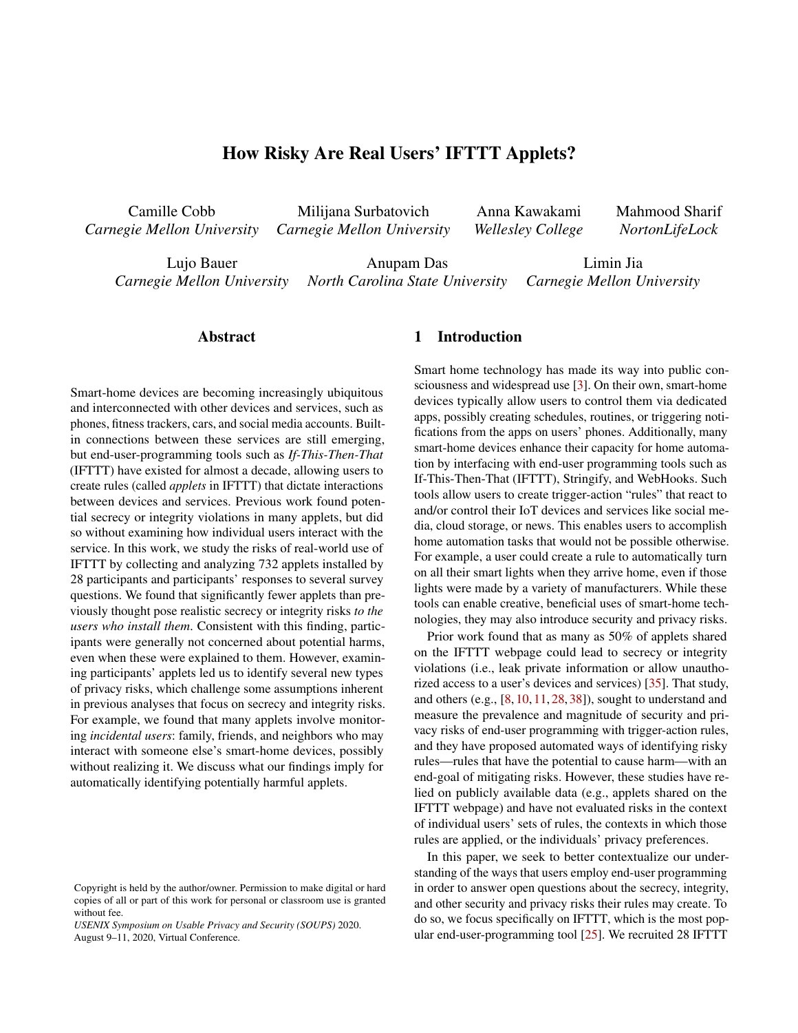# How Risky Are Real Users' IFTTT Applets?

Camille Cobb, *Carnegie Mellon University*
Milijana Surbatovich, *Carnegie Mellon University*
Anna Kawakami, *Wellesley College*
Mahmood Sharif, *NortonLifeLock*
Lujo Bauer, *Carnegie Mellon University*
Anupam Das, *North Carolina State University*
Limin Jia, *Carnegie Mellon University*

## Abstract

Smart-home devices are becoming increasingly ubiquitous and interconnected with other devices and services, such as phones, fitness trackers, cars, and social media accounts. Built-in connections between these services are still emerging, but end-user-programming tools such as *If-This-Then-That* (IFTTT) have existed for almost a decade, allowing users to create rules (called *applets* in IFTTT) that dictate interactions between devices and services. Previous work found potential secrecy or integrity violations in many applets, but did so without examining how individual users interact with the service. In this work, we study the risks of real-world use of IFTTT by collecting and analyzing 732 applets installed by 28 participants and participants' responses to several survey questions. We found that significantly fewer applets than previously thought pose realistic secrecy or integrity risks *to the users who install them*. Consistent with this finding, participants were generally not concerned about potential harms, even when these were explained to them. However, examining participants' applets led us to identify several new types of privacy risks, which challenge some assumptions inherent in previous analyses that focus on secrecy and integrity risks. For example, we found that many applets involve monitoring *incidental users*: family, friends, and neighbors who may interact with someone else's smart-home devices, possibly without realizing it. We discuss what our findings imply for automatically identifying potentially harmful applets.

Copyright is held by the author/owner. Permission to make digital or hard copies of all or part of this work for personal or classroom use is granted without fee.
*USENIX Symposium on Usable Privacy and Security (SOUPS)* 2020. August 9–11, 2020, Virtual Conference.

## 1 Introduction

Smart home technology has made its way into public consciousness and widespread use [3]. On their own, smart-home devices typically allow users to control them via dedicated apps, possibly creating schedules, routines, or triggering notifications from the apps on users' phones. Additionally, many smart-home devices enhance their capacity for home automation by interfacing with end-user programming tools such as If-This-Then-That (IFTTT), Stringify, and WebHooks. Such tools allow users to create trigger-action "rules" that react to and/or control their IoT devices and services like social media, cloud storage, or news. This enables users to accomplish home automation tasks that would not be possible otherwise. For example, a user could create a rule to automatically turn on all their smart lights when they arrive home, even if those lights were made by a variety of manufacturers. While these tools can enable creative, beneficial uses of smart-home technologies, they may also introduce security and privacy risks.

Prior work found that as many as 50% of applets shared on the IFTTT webpage could lead to secrecy or integrity violations (i.e., leak private information or allow unauthorized access to a user's devices and services) [35]. That study, and others (e.g., [8, 10, 11, 28, 38]), sought to understand and measure the prevalence and magnitude of security and privacy risks of end-user programming with trigger-action rules, and they have proposed automated ways of identifying risky rules—rules that have the potential to cause harm—with an end-goal of mitigating risks. However, these studies have relied on publicly available data (e.g., applets shared on the IFTTT webpage) and have not evaluated risks in the context of individual users' sets of rules, the contexts in which those rules are applied, or the individuals' privacy preferences.

In this paper, we seek to better contextualize our understanding of the ways that users employ end-user programming in order to answer open questions about the secrecy, integrity, and other security and privacy risks their rules may create. To do so, we focus specifically on IFTTT, which is the most popular end-user-programming tool [25]. We recruited 28 IFTTT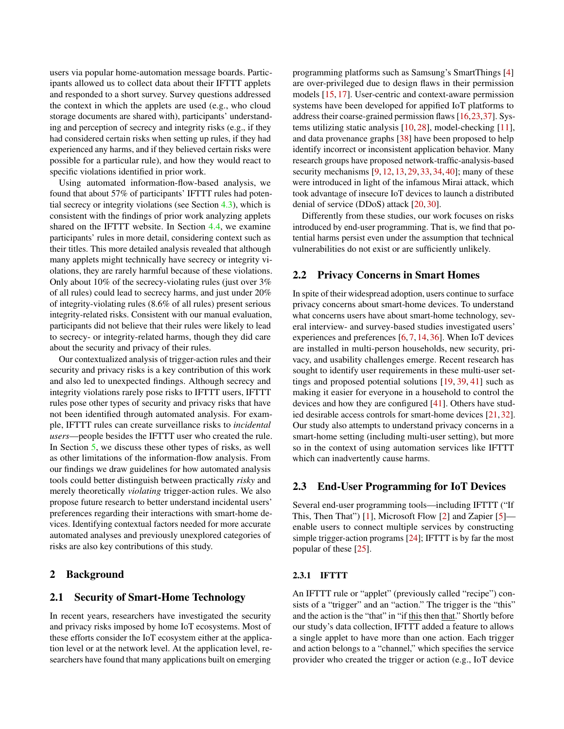users via popular home-automation message boards. Participants allowed us to collect data about their IFTTT applets and responded to a short survey. Survey questions addressed the context in which the applets are used (e.g., who cloud storage documents are shared with), participants' understanding and perception of secrecy and integrity risks (e.g., if they had considered certain risks when setting up rules, if they had experienced any harms, and if they believed certain risks were possible for a particular rule), and how they would react to specific violations identified in prior work.

Using automated information-flow-based analysis, we found that about 57% of participants' IFTTT rules had potential secrecy or integrity violations (see Section 4.3), which is consistent with the findings of prior work analyzing applets shared on the IFTTT website. In Section 4.4, we examine participants' rules in more detail, considering context such as their titles. This more detailed analysis revealed that although many applets might technically have secrecy or integrity violations, they are rarely harmful because of these violations. Only about 10% of the secrecy-violating rules (just over 3% of all rules) could lead to secrecy harms, and just under 20% of integrity-violating rules (8.6% of all rules) present serious integrity-related risks. Consistent with our manual evaluation, participants did not believe that their rules were likely to lead to secrecy- or integrity-related harms, though they did care about the security and privacy of their rules.

Our contextualized analysis of trigger-action rules and their security and privacy risks is a key contribution of this work and also led to unexpected findings. Although secrecy and integrity violations rarely pose risks to IFTTT users, IFTTT rules pose other types of security and privacy risks that have not been identified through automated analysis. For example, IFTTT rules can create surveillance risks to *incidental users*—people besides the IFTTT user who created the rule. In Section 5, we discuss these other types of risks, as well as other limitations of the information-flow analysis. From our findings we draw guidelines for how automated analysis tools could better distinguish between practically *risky* and merely theoretically *violating* trigger-action rules. We also propose future research to better understand incidental users' preferences regarding their interactions with smart-home devices. Identifying contextual factors needed for more accurate automated analyses and previously unexplored categories of risks are also key contributions of this study.

## 2 Background

### 2.1 Security of Smart-Home Technology

In recent years, researchers have investigated the security and privacy risks imposed by home IoT ecosystems. Most of these efforts consider the IoT ecosystem either at the application level or at the network level. At the application level, researchers have found that many applications built on emerging programming platforms such as Samsung's SmartThings [4] are over-privileged due to design flaws in their permission models [15, 17]. User-centric and context-aware permission systems have been developed for appified IoT platforms to address their coarse-grained permission flaws [16,23,37]. Systems utilizing static analysis [10, 28], model-checking [11], and data provenance graphs [38] have been proposed to help identify incorrect or inconsistent application behavior. Many research groups have proposed network-traffic-analysis-based security mechanisms [9, 12, 13, 29, 33, 34, 40]; many of these were introduced in light of the infamous Mirai attack, which took advantage of insecure IoT devices to launch a distributed denial of service (DDoS) attack [20, 30].

Differently from these studies, our work focuses on risks introduced by end-user programming. That is, we find that potential harms persist even under the assumption that technical vulnerabilities do not exist or are sufficiently unlikely.

### 2.2 Privacy Concerns in Smart Homes

In spite of their widespread adoption, users continue to surface privacy concerns about smart-home devices. To understand what concerns users have about smart-home technology, several interview- and survey-based studies investigated users' experiences and preferences [6, 7, 14, 36]. When IoT devices are installed in multi-person households, new security, privacy, and usability challenges emerge. Recent research has sought to identify user requirements in these multi-user settings and proposed potential solutions [19, 39, 41] such as making it easier for everyone in a household to control the devices and how they are configured [41]. Others have studied desirable access controls for smart-home devices [21, 32]. Our study also attempts to understand privacy concerns in a smart-home setting (including multi-user setting), but more so in the context of using automation services like IFTTT which can inadvertently cause harms.

### 2.3 End-User Programming for IoT Devices

Several end-user programming tools—including IFTTT ("If This, Then That") [1], Microsoft Flow [2] and Zapier [5]—enable users to connect multiple services by constructing simple trigger-action programs [24]; IFTTT is by far the most popular of these [25].

#### 2.3.1 IFTTT

An IFTTT rule or "applet" (previously called "recipe") consists of a "trigger" and an "action." The trigger is the "this" and the action is the "that" in "if this then that." Shortly before our study's data collection, IFTTT added a feature to allows a single applet to have more than one action. Each trigger and action belongs to a "channel," which specifies the service provider who created the trigger or action (e.g., IoT device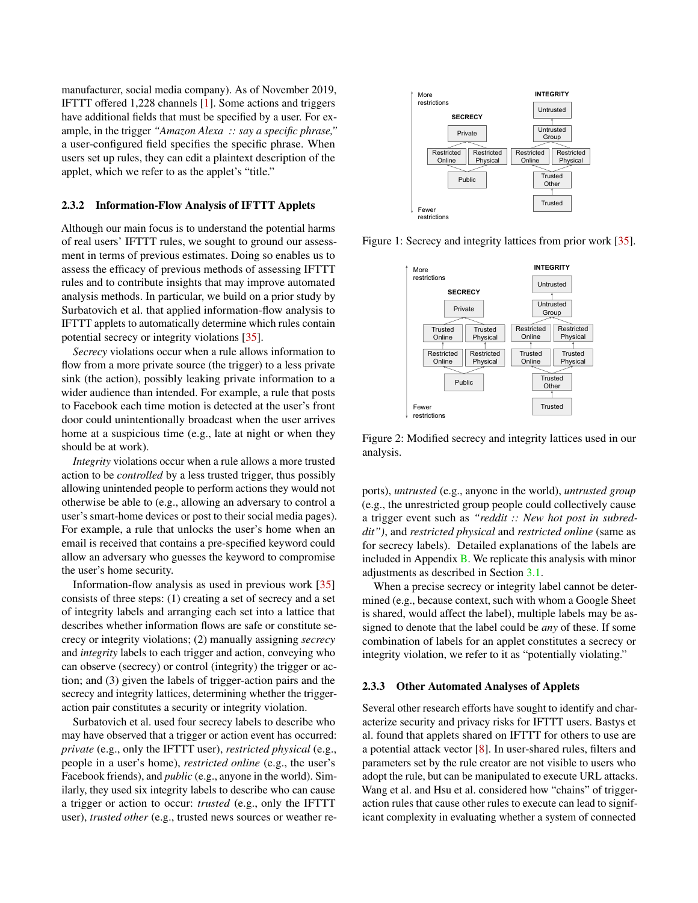manufacturer, social media company). As of November 2019, IFTTT offered 1,228 channels [1]. Some actions and triggers have additional fields that must be specified by a user. For example, in the trigger *"Amazon Alexa :: say a specific phrase,"* a user-configured field specifies the specific phrase. When users set up rules, they can edit a plaintext description of the applet, which we refer to as the applet's "title."

### 2.3.2 Information-Flow Analysis of IFTTT Applets

Although our main focus is to understand the potential harms of real users' IFTTT rules, we sought to ground our assessment in terms of previous estimates. Doing so enables us to assess the efficacy of previous methods of assessing IFTTT rules and to contribute insights that may improve automated analysis methods. In particular, we build on a prior study by Surbatovich et al. that applied information-flow analysis to IFTTT applets to automatically determine which rules contain potential secrecy or integrity violations [35].

*Secrecy* violations occur when a rule allows information to flow from a more private source (the trigger) to a less private sink (the action), possibly leaking private information to a wider audience than intended. For example, a rule that posts to Facebook each time motion is detected at the user's front door could unintentionally broadcast when the user arrives home at a suspicious time (e.g., late at night or when they should be at work).

*Integrity* violations occur when a rule allows a more trusted action to be *controlled* by a less trusted trigger, thus possibly allowing unintended people to perform actions they would not otherwise be able to (e.g., allowing an adversary to control a user's smart-home devices or post to their social media pages). For example, a rule that unlocks the user's home when an email is received that contains a pre-specified keyword could allow an adversary who guesses the keyword to compromise the user's home security.

Information-flow analysis as used in previous work [35] consists of three steps: (1) creating a set of secrecy and a set of integrity labels and arranging each set into a lattice that describes whether information flows are safe or constitute secrecy or integrity violations; (2) manually assigning *secrecy* and *integrity* labels to each trigger and action, conveying who can observe (secrecy) or control (integrity) the trigger or action; and (3) given the labels of trigger-action pairs and the secrecy and integrity lattices, determining which the trigger-action pair constitutes a security or integrity violation.

Surbatovich et al. used four secrecy labels to describe who may have observed that a trigger or action event has occurred: *private* (e.g., only the IFTTT user), *restricted physical* (e.g., people in a user's home), *restricted online* (e.g., the user's Facebook friends), and *public* (e.g., anyone in the world). Similarly, they used six integrity labels to describe who can cause a trigger or action to occur: *trusted* (e.g., only the IFTTT user), *trusted other* (e.g., trusted news sources or weather reports), *untrusted* (e.g., anyone in the world), *untrusted group* (e.g., the unrestricted group people could collectively cause a trigger event such as *"reddit :: New hot post in subreddit")*, and *restricted physical* and *restricted online* (same as for secrecy labels). Detailed explanations of the labels are included in Appendix B. We replicate this analysis with minor adjustments as described in Section 3.1.

Figure 1: Secrecy and integrity lattices from prior work [35].

Figure 2: Modified secrecy and integrity lattices used in our analysis.

When a precise secrecy or integrity label cannot be determined (e.g., because context, such with whom a Google Sheet is shared, would affect the label), multiple labels may be assigned to denote that the label could be *any* of these. If some combination of labels for an applet constitutes a secrecy or integrity violation, we refer to it as "potentially violating."

### 2.3.3 Other Automated Analyses of Applets

Several other research efforts have sought to identify and characterize security and privacy risks for IFTTT users. Bastys et al. found that applets shared on IFTTT for others to use are a potential attack vector [8]. In user-shared rules, filters and parameters set by the rule creator are not visible to users who adopt the rule, but can be manipulated to execute URL attacks. Wang et al. and Hsu et al. considered how "chains" of trigger-action rules that cause other rules to execute can lead to significant complexity in evaluating whether a system of connected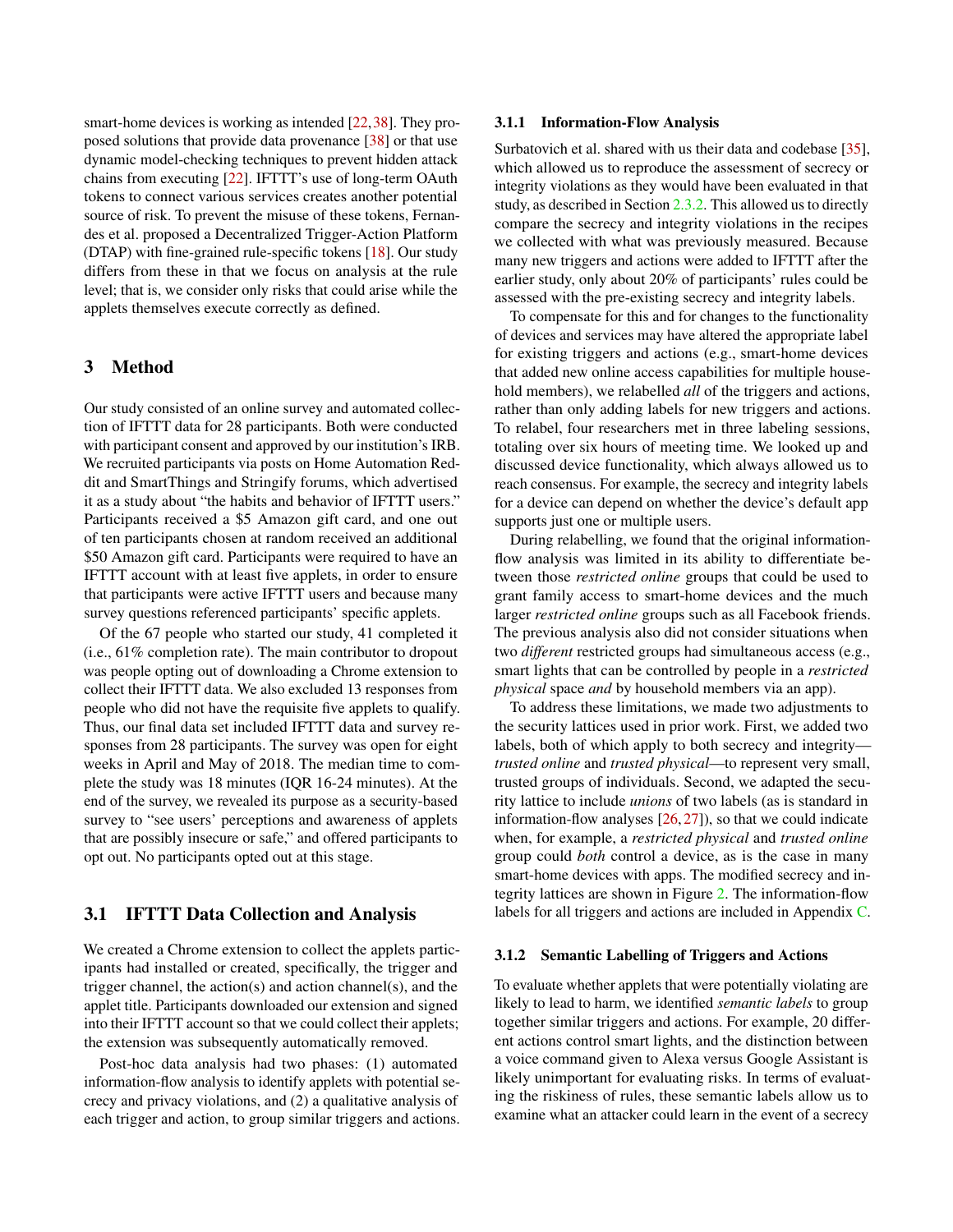smart-home devices is working as intended [22,38]. They proposed solutions that provide data provenance [38] or that use dynamic model-checking techniques to prevent hidden attack chains from executing [22]. IFTTT's use of long-term OAuth tokens to connect various services creates another potential source of risk. To prevent the misuse of these tokens, Fernandes et al. proposed a Decentralized Trigger-Action Platform (DTAP) with fine-grained rule-specific tokens [18]. Our study differs from these in that we focus on analysis at the rule level; that is, we consider only risks that could arise while the applets themselves execute correctly as defined.

## 3 Method

Our study consisted of an online survey and automated collection of IFTTT data for 28 participants. Both were conducted with participant consent and approved by our institution's IRB. We recruited participants via posts on Home Automation Reddit and SmartThings and Stringify forums, which advertised it as a study about "the habits and behavior of IFTTT users." Participants received a $5 Amazon gift card, and one out of ten participants chosen at random received an additional $50 Amazon gift card. Participants were required to have an IFTTT account with at least five applets, in order to ensure that participants were active IFTTT users and because many survey questions referenced participants' specific applets.

Of the 67 people who started our study, 41 completed it (i.e., 61% completion rate). The main contributor to dropout was people opting out of downloading a Chrome extension to collect their IFTTT data. We also excluded 13 responses from people who did not have the requisite five applets to qualify. Thus, our final data set included IFTTT data and survey responses from 28 participants. The survey was open for eight weeks in April and May of 2018. The median time to complete the study was 18 minutes (IQR 16-24 minutes). At the end of the survey, we revealed its purpose as a security-based survey to "see users' perceptions and awareness of applets that are possibly insecure or safe," and offered participants to opt out. No participants opted out at this stage.

### 3.1 IFTTT Data Collection and Analysis

We created a Chrome extension to collect the applets participants had installed or created, specifically, the trigger and trigger channel, the action(s) and action channel(s), and the applet title. Participants downloaded our extension and signed into their IFTTT account so that we could collect their applets; the extension was subsequently automatically removed.

Post-hoc data analysis had two phases: (1) automated information-flow analysis to identify applets with potential secrecy and privacy violations, and (2) a qualitative analysis of each trigger and action, to group similar triggers and actions.

#### 3.1.1 Information-Flow Analysis

Surbatovich et al. shared with us their data and codebase [35], which allowed us to reproduce the assessment of secrecy or integrity violations as they would have been evaluated in that study, as described in Section 2.3.2. This allowed us to directly compare the secrecy and integrity violations in the recipes we collected with what was previously measured. Because many new triggers and actions were added to IFTTT after the earlier study, only about 20% of participants' rules could be assessed with the pre-existing secrecy and integrity labels.

To compensate for this and for changes to the functionality of devices and services may have altered the appropriate label for existing triggers and actions (e.g., smart-home devices that added new online access capabilities for multiple household members), we relabelled *all* of the triggers and actions, rather than only adding labels for new triggers and actions. To relabel, four researchers met in three labeling sessions, totaling over six hours of meeting time. We looked up and discussed device functionality, which always allowed us to reach consensus. For example, the secrecy and integrity labels for a device can depend on whether the device's default app supports just one or multiple users.

During relabelling, we found that the original information-flow analysis was limited in its ability to differentiate between those *restricted online* groups that could be used to grant family access to smart-home devices and the much larger *restricted online* groups such as all Facebook friends. The previous analysis also did not consider situations when two *different* restricted groups had simultaneous access (e.g., smart lights that can be controlled by people in a *restricted physical* space *and* by household members via an app).

To address these limitations, we made two adjustments to the security lattices used in prior work. First, we added two labels, both of which apply to both secrecy and integrity—*trusted online* and *trusted physical*—to represent very small, trusted groups of individuals. Second, we adapted the security lattice to include *unions* of two labels (as is standard in information-flow analyses [26,27]), so that we could indicate when, for example, a *restricted physical* and *trusted online* group could *both* control a device, as is the case in many smart-home devices with apps. The modified secrecy and integrity lattices are shown in Figure 2. The information-flow labels for all triggers and actions are included in Appendix C.

#### 3.1.2 Semantic Labelling of Triggers and Actions

To evaluate whether applets that were potentially violating are likely to lead to harm, we identified *semantic labels* to group together similar triggers and actions. For example, 20 different actions control smart lights, and the distinction between a voice command given to Alexa versus Google Assistant is likely unimportant for evaluating risks. In terms of evaluating the riskiness of rules, these semantic labels allow us to examine what an attacker could learn in the event of a secrecy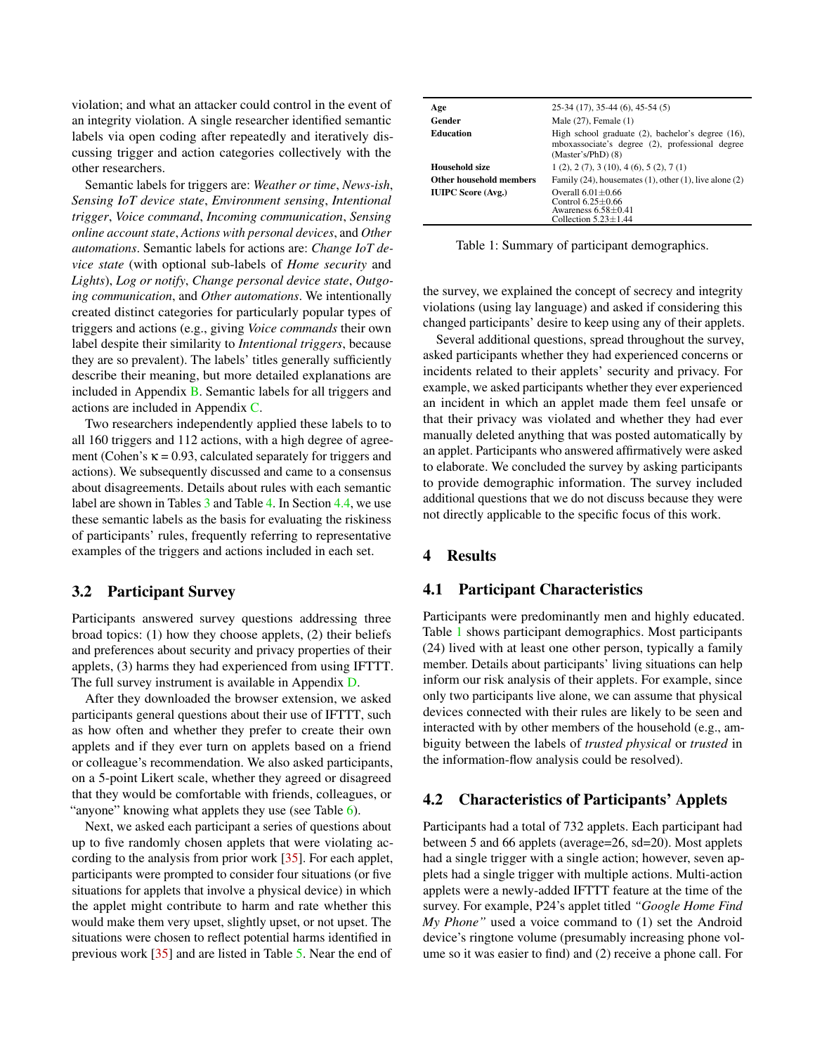violation; and what an attacker could control in the event of an integrity violation. A single researcher identified semantic labels via open coding after repeatedly and iteratively discussing trigger and action categories collectively with the other researchers.

Semantic labels for triggers are: *Weather or time*, *News-ish*, *Sensing IoT device state*, *Environment sensing*, *Intentional trigger*, *Voice command*, *Incoming communication*, *Sensing online account state*, *Actions with personal devices*, and *Other automations*. Semantic labels for actions are: *Change IoT device state* (with optional sub-labels of *Home security* and *Lights*), *Log or notify*, *Change personal device state*, *Outgoing communication*, and *Other automations*. We intentionally created distinct categories for particularly popular types of triggers and actions (e.g., giving *Voice commands* their own label despite their similarity to *Intentional triggers*, because they are so prevalent). The labels' titles generally sufficiently describe their meaning, but more detailed explanations are included in Appendix B. Semantic labels for all triggers and actions are included in Appendix C.

Two researchers independently applied these labels to to all 160 triggers and 112 actions, with a high degree of agreement (Cohen's $\kappa = 0.93$, calculated separately for triggers and actions). We subsequently discussed and came to a consensus about disagreements. Details about rules with each semantic label are shown in Tables 3 and Table 4. In Section 4.4, we use these semantic labels as the basis for evaluating the riskiness of participants' rules, frequently referring to representative examples of the triggers and actions included in each set.

## 3.2 Participant Survey

Participants answered survey questions addressing three broad topics: (1) how they choose applets, (2) their beliefs and preferences about security and privacy properties of their applets, (3) harms they had experienced from using IFTTT. The full survey instrument is available in Appendix D.

After they downloaded the browser extension, we asked participants general questions about their use of IFTTT, such as how often and whether they prefer to create their own applets and if they ever turn on applets based on a friend or colleague's recommendation. We also asked participants, on a 5-point Likert scale, whether they agreed or disagreed that they would be comfortable with friends, colleagues, or "anyone" knowing what applets they use (see Table 6).

Next, we asked each participant a series of questions about up to five randomly chosen applets that were violating according to the analysis from prior work [35]. For each applet, participants were prompted to consider four situations (or five situations for applets that involve a physical device) in which the applet might contribute to harm and rate whether this would make them very upset, slightly upset, or not upset. The situations were chosen to reflect potential harms identified in previous work [35] and are listed in Table 5. Near the end of the survey, we explained the concept of secrecy and integrity violations (using lay language) and asked if considering this changed participants' desire to keep using any of their applets.

Several additional questions, spread throughout the survey, asked participants whether they had experienced concerns or incidents related to their applets' security and privacy. For example, we asked participants whether they ever experienced an incident in which an applet made them feel unsafe or that their privacy was violated and whether they had ever manually deleted anything that was posted automatically by an applet. Participants who answered affirmatively were asked to elaborate. We concluded the survey by asking participants to provide demographic information. The survey included additional questions that we do not discuss because they were not directly applicable to the specific focus of this work.

| | |
|---|---|
| **Age** | 25-34 (17), 35-44 (6), 45-54 (5) |
| **Gender** | Male (27), Female (1) |
| **Education** | High school graduate (2), bachelor's degree (16), mboxassociate's degree (2), professional degree (Master's/PhD) (8) |
| **Household size** | 1 (2), 2 (7), 3 (10), 4 (6), 5 (2), 7 (1) |
| **Other household members** | Family (24), housemates (1), other (1), live alone (2) |
| **IUIPC Score (Avg.)** | Overall 6.01±0.66<br>Control 6.25±0.66<br>Awareness 6.58±0.41<br>Collection 5.23±1.44 |

Table 1: Summary of participant demographics.

# 4 Results

## 4.1 Participant Characteristics

Participants were predominantly men and highly educated. Table 1 shows participant demographics. Most participants (24) lived with at least one other person, typically a family member. Details about participants' living situations can help inform our risk analysis of their applets. For example, since only two participants live alone, we can assume that physical devices connected with their rules are likely to be seen and interacted with by other members of the household (e.g., ambiguity between the labels of *trusted physical* or *trusted* in the information-flow analysis could be resolved).

## 4.2 Characteristics of Participants' Applets

Participants had a total of 732 applets. Each participant had between 5 and 66 applets (average=26, sd=20). Most applets had a single trigger with a single action; however, seven applets had a single trigger with multiple actions. Multi-action applets were a newly-added IFTTT feature at the time of the survey. For example, P24's applet titled *"Google Home Find My Phone"* used a voice command to (1) set the Android device's ringtone volume (presumably increasing phone volume so it was easier to find) and (2) receive a phone call. For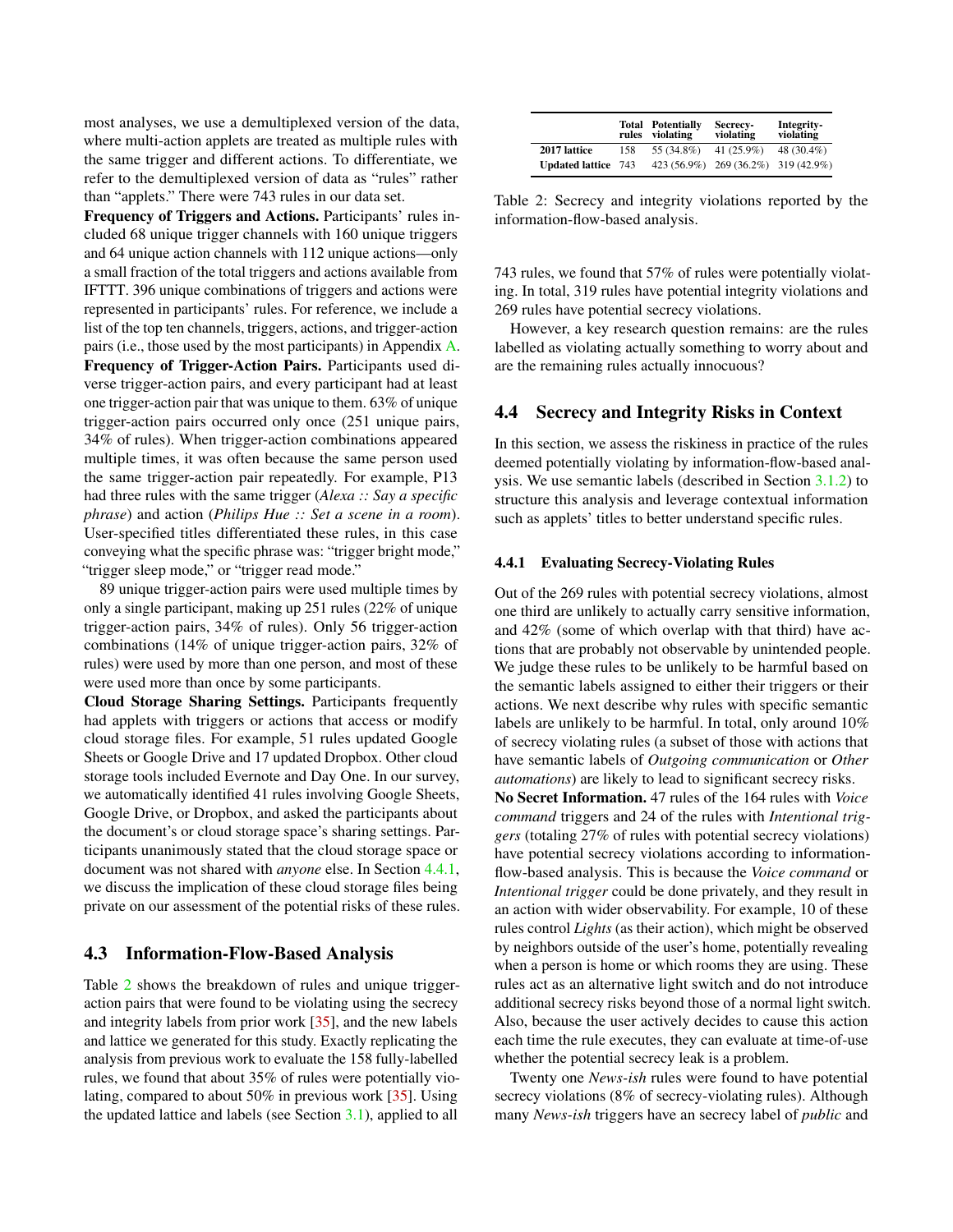most analyses, we use a demultiplexed version of the data, where multi-action applets are treated as multiple rules with the same trigger and different actions. To differentiate, we refer to the demultiplexed version of data as "rules" rather than "applets." There were 743 rules in our data set.

**Frequency of Triggers and Actions.** Participants' rules included 68 unique trigger channels with 160 unique triggers and 64 unique action channels with 112 unique actions—only a small fraction of the total triggers and actions available from IFTTT. 396 unique combinations of triggers and actions were represented in participants' rules. For reference, we include a list of the top ten channels, triggers, actions, and trigger-action pairs (i.e., those used by the most participants) in Appendix A.

**Frequency of Trigger-Action Pairs.** Participants used diverse trigger-action pairs, and every participant had at least one trigger-action pair that was unique to them. 63% of unique trigger-action pairs occurred only once (251 unique pairs, 34% of rules). When trigger-action combinations appeared multiple times, it was often because the same person used the same trigger-action pair repeatedly. For example, P13 had three rules with the same trigger (*Alexa :: Say a specific phrase*) and action (*Philips Hue :: Set a scene in a room*). User-specified titles differentiated these rules, in this case conveying what the specific phrase was: "trigger bright mode," "trigger sleep mode," or "trigger read mode."

89 unique trigger-action pairs were used multiple times by only a single participant, making up 251 rules (22% of unique trigger-action pairs, 34% of rules). Only 56 trigger-action combinations (14% of unique trigger-action pairs, 32% of rules) were used by more than one person, and most of these were used more than once by some participants.

**Cloud Storage Sharing Settings.** Participants frequently had applets with triggers or actions that access or modify cloud storage files. For example, 51 rules updated Google Sheets or Google Drive and 17 updated Dropbox. Other cloud storage tools included Evernote and Day One. In our survey, we automatically identified 41 rules involving Google Sheets, Google Drive, or Dropbox, and asked the participants about the document's or cloud storage space's sharing settings. Participants unanimously stated that the cloud storage space or document was not shared with *anyone* else. In Section 4.4.1, we discuss the implication of these cloud storage files being private on our assessment of the potential risks of these rules.

## 4.3 Information-Flow-Based Analysis

Table 2 shows the breakdown of rules and unique trigger-action pairs that were found to be violating using the secrecy and integrity labels from prior work [35], and the new labels and lattice we generated for this study. Exactly replicating the analysis from previous work to evaluate the 158 fully-labelled rules, we found that about 35% of rules were potentially violating, compared to about 50% in previous work [35]. Using the updated lattice and labels (see Section 3.1), applied to all 743 rules, we found that 57% of rules were potentially violating. In total, 319 rules have potential integrity violations and 269 rules have potential secrecy violations.

|  | Total rules | Potentially violating | Secrecy-violating | Integrity-violating |
|---|---|---|---|---|
| **2017 lattice** | 158 | 55 (34.8%) | 41 (25.9%) | 48 (30.4%) |
| **Updated lattice** | 743 | 423 (56.9%) | 269 (36.2%) | 319 (42.9%) |

Table 2: Secrecy and integrity violations reported by the information-flow-based analysis.

However, a key research question remains: are the rules labelled as violating actually something to worry about and are the remaining rules actually innocuous?

## 4.4 Secrecy and Integrity Risks in Context

In this section, we assess the riskiness in practice of the rules deemed potentially violating by information-flow-based analysis. We use semantic labels (described in Section 3.1.2) to structure this analysis and leverage contextual information such as applets' titles to better understand specific rules.

### 4.4.1 Evaluating Secrecy-Violating Rules

Out of the 269 rules with potential secrecy violations, almost one third are unlikely to actually carry sensitive information, and 42% (some of which overlap with that third) have actions that are probably not observable by unintended people. We judge these rules to be unlikely to be harmful based on the semantic labels assigned to either their triggers or their actions. We next describe why rules with specific semantic labels are unlikely to be harmful. In total, only around 10% of secrecy violating rules (a subset of those with actions that have semantic labels of *Outgoing communication* or *Other automations*) are likely to lead to significant secrecy risks.

**No Secret Information.** 47 rules of the 164 rules with *Voice command* triggers and 24 of the rules with *Intentional triggers* (totaling 27% of rules with potential secrecy violations) have potential secrecy violations according to information-flow-based analysis. This is because the *Voice command* or *Intentional trigger* could be done privately, and they result in an action with wider observability. For example, 10 of these rules control *Lights* (as their action), which might be observed by neighbors outside of the user's home, potentially revealing when a person is home or which rooms they are using. These rules act as an alternative light switch and do not introduce additional secrecy risks beyond those of a normal light switch. Also, because the user actively decides to cause this action each time the rule executes, they can evaluate at time-of-use whether the potential secrecy leak is a problem.

Twenty one *News-ish* rules were found to have potential secrecy violations (8% of secrecy-violating rules). Although many *News-ish* triggers have an secrecy label of *public* and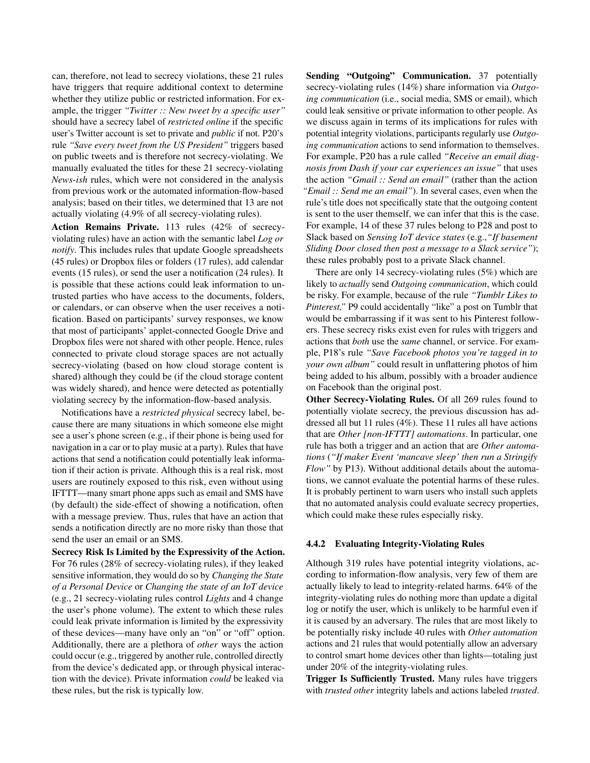can, therefore, not lead to secrecy violations, these 21 rules have triggers that require additional context to determine whether they utilize public or restricted information. For example, the trigger *"Twitter :: New tweet by a specific user"* should have a secrecy label of *restricted online* if the specific user's Twitter account is set to private and *public* if not. P20's rule *"Save every tweet from the US President"* triggers based on public tweets and is therefore not secrecy-violating. We manually evaluated the titles for these 21 secrecy-violating *News-ish* rules, which were not considered in the analysis from previous work or the automated information-flow-based analysis; based on their titles, we determined that 13 are not actually violating (4.9% of all secrecy-violating rules).

**Action Remains Private.** 113 rules (42% of secrecy-violating rules) have an action with the semantic label *Log or notify*. This includes rules that update Google spreadsheets (45 rules) or Dropbox files or folders (17 rules), add calendar events (15 rules), or send the user a notification (24 rules). It is possible that these actions could leak information to untrusted parties who have access to the documents, folders, or calendars, or can observe when the user receives a notification. Based on participants' survey responses, we know that most of participants' applet-connected Google Drive and Dropbox files were not shared with other people. Hence, rules connected to private cloud storage spaces are not actually secrecy-violating (based on how cloud storage content is shared) although they could be (if the cloud storage content was widely shared), and hence were detected as potentially violating secrecy by the information-flow-based analysis.

Notifications have a *restricted physical* secrecy label, because there are many situations in which someone else might see a user's phone screen (e.g., if their phone is being used for navigation in a car or to play music at a party). Rules that have actions that send a notification could potentially leak information if their action is private. Although this is a real risk, most users are routinely exposed to this risk, even without using IFTTT—many smart phone apps such as email and SMS have (by default) the side-effect of showing a notification, often with a message preview. Thus, rules that have an action that sends a notification directly are no more risky than those that send the user an email or an SMS.

**Secrecy Risk Is Limited by the Expressivity of the Action.** For 76 rules (28% of secrecy-violating rules), if they leaked sensitive information, they would do so by *Changing the State of a Personal Device* or *Changing the state of an IoT device* (e.g., 21 secrecy-violating rules control *Lights* and 4 change the user's phone volume). The extent to which these rules could leak private information is limited by the expressivity of these devices—many have only an "on" or "off" option. Additionally, there are a plethora of *other* ways the action could occur (e.g., triggered by another rule, controlled directly from the device's dedicated app, or through physical interaction with the device). Private information *could* be leaked via these rules, but the risk is typically low.

**Sending "Outgoing" Communication.** 37 potentially secrecy-violating rules (14%) share information via *Outgoing communication* (i.e., social media, SMS or email), which could leak sensitive or private information to other people. As we discuss again in terms of its implications for rules with potential integrity violations, participants regularly use *Outgoing communication* actions to send information to themselves. For example, P20 has a rule called *"Receive an email diagnosis from Dash if your car experiences an issue"* that uses the action *"Gmail :: Send an email"* (rather than the action *"Email :: Send me an email"*). In several cases, even when the rule's title does not specifically state that the outgoing content is sent to the user themself, we can infer that this is the case. For example, 14 of these 37 rules belong to P28 and post to Slack based on *Sensing IoT device states* (e.g.,*"If basement Sliding Door closed then post a message to a Slack service"*); these rules probably post to a private Slack channel.

There are only 14 secrecy-violating rules (5%) which are likely to *actually* send *Outgoing communication*, which could be risky. For example, because of the rule *"Tumblr Likes to Pinterest,"* P9 could accidentally "like" a post on Tumblr that would be embarrassing if it was sent to his Pinterest followers. These secrecy risks exist even for rules with triggers and actions that *both* use the *same* channel, or service. For example, P18's rule *"Save Facebook photos you're tagged in to your own album"* could result in unflattering photos of him being added to his album, possibly with a broader audience on Facebook than the original post.

**Other Secrecy-Violating Rules.** Of all 269 rules found to potentially violate secrecy, the previous discussion has addressed all but 11 rules (4%). These 11 rules all have actions that are *Other [non-IFTTT] automations*. In particular, one rule has both a trigger and an action that are *Other automations* (*"If maker Event 'mancave sleep' then run a Stringify Flow"* by P13). Without additional details about the automations, we cannot evaluate the potential harms of these rules. It is probably pertinent to warn users who install such applets that no automated analysis could evaluate secrecy properties, which could make these rules especially risky.

#### 4.4.2 Evaluating Integrity-Violating Rules

Although 319 rules have potential integrity violations, according to information-flow analysis, very few of them are actually likely to lead to integrity-related harms. 64% of the integrity-violating rules do nothing more than update a digital log or notify the user, which is unlikely to be harmful even if it is caused by an adversary. The rules that are most likely to be potentially risky include 40 rules with *Other automation* actions and 21 rules that would potentially allow an adversary to control smart home devices other than lights—totaling just under 20% of the integrity-violating rules.

**Trigger Is Sufficiently Trusted.** Many rules have triggers with *trusted other* integrity labels and actions labeled *trusted*.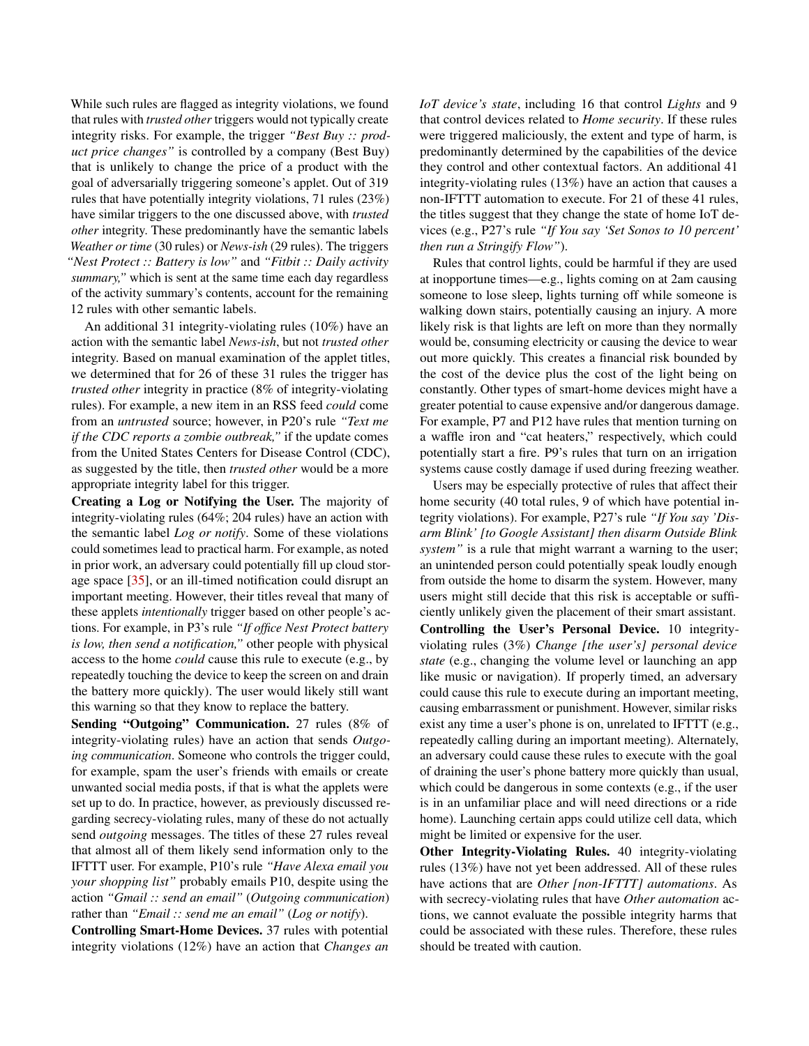While such rules are flagged as integrity violations, we found that rules with *trusted other* triggers would not typically create integrity risks. For example, the trigger *"Best Buy :: product price changes"* is controlled by a company (Best Buy) that is unlikely to change the price of a product with the goal of adversarially triggering someone's applet. Out of 319 rules that have potentially integrity violations, 71 rules (23%) have similar triggers to the one discussed above, with *trusted other* integrity. These predominantly have the semantic labels *Weather or time* (30 rules) or *News-ish* (29 rules). The triggers *"Nest Protect :: Battery is low"* and *"Fitbit :: Daily activity summary,"* which is sent at the same time each day regardless of the activity summary's contents, account for the remaining 12 rules with other semantic labels.

An additional 31 integrity-violating rules (10%) have an action with the semantic label *News-ish*, but not *trusted other* integrity. Based on manual examination of the applet titles, we determined that for 26 of these 31 rules the trigger has *trusted other* integrity in practice (8% of integrity-violating rules). For example, a new item in an RSS feed *could* come from an *untrusted* source; however, in P20's rule *"Text me if the CDC reports a zombie outbreak,"* if the update comes from the United States Centers for Disease Control (CDC), as suggested by the title, then *trusted other* would be a more appropriate integrity label for this trigger.

**Creating a Log or Notifying the User.** The majority of integrity-violating rules (64%; 204 rules) have an action with the semantic label *Log or notify*. Some of these violations could sometimes lead to practical harm. For example, as noted in prior work, an adversary could potentially fill up cloud storage space [35], or an ill-timed notification could disrupt an important meeting. However, their titles reveal that many of these applets *intentionally* trigger based on other people's actions. For example, in P3's rule *"If office Nest Protect battery is low, then send a notification,"* other people with physical access to the home *could* cause this rule to execute (e.g., by repeatedly touching the device to keep the screen on and drain the battery more quickly). The user would likely still want this warning so that they know to replace the battery.

**Sending "Outgoing" Communication.** 27 rules (8% of integrity-violating rules) have an action that sends *Outgoing communication*. Someone who controls the trigger could, for example, spam the user's friends with emails or create unwanted social media posts, if that is what the applets were set up to do. In practice, however, as previously discussed regarding secrecy-violating rules, many of these do not actually send *outgoing* messages. The titles of these 27 rules reveal that almost all of them likely send information only to the IFTTT user. For example, P10's rule *"Have Alexa email you your shopping list"* probably emails P10, despite using the action *"Gmail :: send an email"* (*Outgoing communication*) rather than *"Email :: send me an email"* (*Log or notify*).

**Controlling Smart-Home Devices.** 37 rules with potential integrity violations (12%) have an action that *Changes an IoT device's state*, including 16 that control *Lights* and 9 that control devices related to *Home security*. If these rules were triggered maliciously, the extent and type of harm, is predominantly determined by the capabilities of the device they control and other contextual factors. An additional 41 integrity-violating rules (13%) have an action that causes a non-IFTTT automation to execute. For 21 of these 41 rules, the titles suggest that they change the state of home IoT devices (e.g., P27's rule *"If You say 'Set Sonos to 10 percent' then run a Stringify Flow"*).

Rules that control lights, could be harmful if they are used at inopportune times—e.g., lights coming on at 2am causing someone to lose sleep, lights turning off while someone is walking down stairs, potentially causing an injury. A more likely risk is that lights are left on more than they normally would be, consuming electricity or causing the device to wear out more quickly. This creates a financial risk bounded by the cost of the device plus the cost of the light being on constantly. Other types of smart-home devices might have a greater potential to cause expensive and/or dangerous damage. For example, P7 and P12 have rules that mention turning on a waffle iron and "cat heaters," respectively, which could potentially start a fire. P9's rules that turn on an irrigation systems cause costly damage if used during freezing weather.

Users may be especially protective of rules that affect their home security (40 total rules, 9 of which have potential integrity violations). For example, P27's rule *"If You say 'Disarm Blink' [to Google Assistant] then disarm Outside Blink system"* is a rule that might warrant a warning to the user; an unintended person could potentially speak loudly enough from outside the home to disarm the system. However, many users might still decide that this risk is acceptable or sufficiently unlikely given the placement of their smart assistant.

**Controlling the User's Personal Device.** 10 integrity-violating rules (3%) *Change [the user's] personal device state* (e.g., changing the volume level or launching an app like music or navigation). If properly timed, an adversary could cause this rule to execute during an important meeting, causing embarrassment or punishment. However, similar risks exist any time a user's phone is on, unrelated to IFTTT (e.g., repeatedly calling during an important meeting). Alternately, an adversary could cause these rules to execute with the goal of draining the user's phone battery more quickly than usual, which could be dangerous in some contexts (e.g., if the user is in an unfamiliar place and will need directions or a ride home). Launching certain apps could utilize cell data, which might be limited or expensive for the user.

**Other Integrity-Violating Rules.** 40 integrity-violating rules (13%) have not yet been addressed. All of these rules have actions that are *Other [non-IFTTT] automations*. As with secrecy-violating rules that have *Other automation* actions, we cannot evaluate the possible integrity harms that could be associated with these rules. Therefore, these rules should be treated with caution.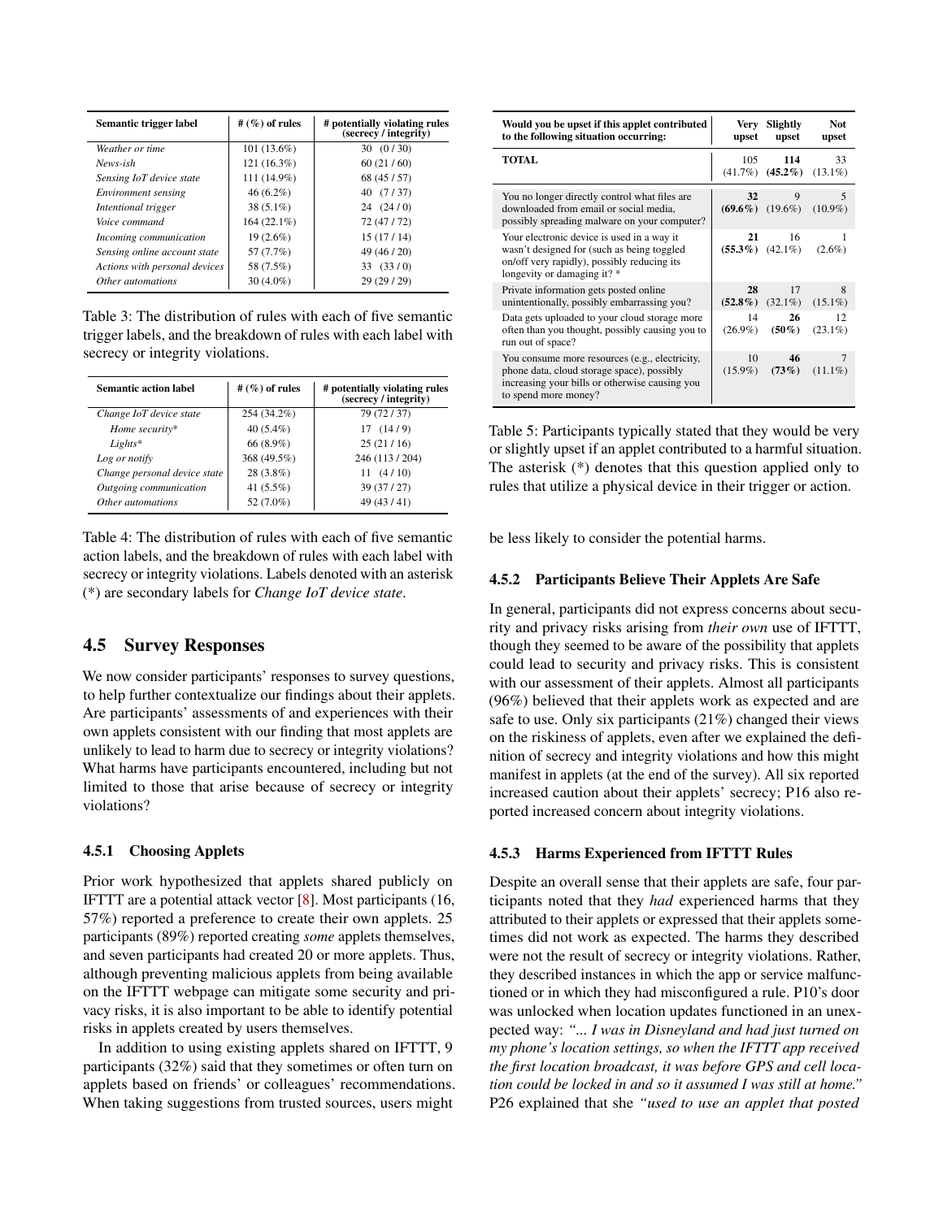| Semantic trigger label | # (%) of rules | # potentially violating rules (secrecy / integrity) |
|---|---|---|
| *Weather or time* | 101 (13.6%) | 30 (0 / 30) |
| *News-ish* | 121 (16.3%) | 60 (21 / 60) |
| *Sensing IoT device state* | 111 (14.9%) | 68 (45 / 57) |
| *Environment sensing* | 46 (6.2%) | 40 (7 / 37) |
| *Intentional trigger* | 38 (5.1%) | 24 (24 / 0) |
| *Voice command* | 164 (22.1%) | 72 (47 / 72) |
| *Incoming communication* | 19 (2.6%) | 15 (17 / 14) |
| *Sensing online account state* | 57 (7.7%) | 49 (46 / 20) |
| *Actions with personal devices* | 58 (7.5%) | 33 (33 / 0) |
| *Other automations* | 30 (4.0%) | 29 (29 / 29) |

Table 3: The distribution of rules with each of five semantic trigger labels, and the breakdown of rules with each label with secrecy or integrity violations.

| Semantic action label | # (%) of rules | # potentially violating rules (secrecy / integrity) |
|---|---|---|
| *Change IoT device state* | 254 (34.2%) | 79 (72 / 37) |
| *Home security** | 40 (5.4%) | 17 (14 / 9) |
| *Lights** | 66 (8.9%) | 25 (21 / 16) |
| *Log or notify* | 368 (49.5%) | 246 (113 / 204) |
| *Change personal device state* | 28 (3.8%) | 11 (4 / 10) |
| *Outgoing communication* | 41 (5.5%) | 39 (37 / 27) |
| *Other automations* | 52 (7.0%) | 49 (43 / 41) |

Table 4: The distribution of rules with each of five semantic action labels, and the breakdown of rules with each label with secrecy or integrity violations. Labels denoted with an asterisk (*) are secondary labels for *Change IoT device state*.

## 4.5 Survey Responses

We now consider participants' responses to survey questions, to help further contextualize our findings about their applets. Are participants' assessments of and experiences with their own applets consistent with our finding that most applets are unlikely to lead to harm due to secrecy or integrity violations? What harms have participants encountered, including but not limited to those that arise because of secrecy or integrity violations?

### 4.5.1 Choosing Applets

Prior work hypothesized that applets shared publicly on IFTTT are a potential attack vector [8]. Most participants (16, 57%) reported a preference to create their own applets. 25 participants (89%) reported creating *some* applets themselves, and seven participants had created 20 or more applets. Thus, although preventing malicious applets from being available on the IFTTT webpage can mitigate some security and privacy risks, it is also important to be able to identify potential risks in applets created by users themselves.

In addition to using existing applets shared on IFTTT, 9 participants (32%) said that they sometimes or often turn on applets based on friends' or colleagues' recommendations. When taking suggestions from trusted sources, users might be less likely to consider the potential harms.

| Would you be upset if this applet contributed to the following situation occurring: | Very upset | Slightly upset | Not upset |
|---|---|---|---|
| **TOTAL** | 105 (41.7%) | **114 (45.2%)** | 33 (13.1%) |
| You no longer directly control what files are downloaded from email or social media, possibly spreading malware on your computer? | **32 (69.6%)** | 9 (19.6%) | 5 (10.9%) |
| Your electronic device is used in a way it wasn't designed for (such as being toggled on/off very rapidly), possibly reducing its longevity or damaging it? * | **21 (55.3%)** | 16 (42.1%) | 1 (2.6%) |
| Private information gets posted online unintentionally, possibly embarrassing you? | **28 (52.8%)** | 17 (32.1%) | 8 (15.1%) |
| Data gets uploaded to your cloud storage more often than you thought, possibly causing you to run out of space? | 14 (26.9%) | **26 (50%)** | 12 (23.1%) |
| You consume more resources (e.g., electricity, phone data, cloud storage space), possibly increasing your bills or otherwise causing you to spend more money? | 10 (15.9%) | **46 (73%)** | 7 (11.1%) |

Table 5: Participants typically stated that they would be very or slightly upset if an applet contributed to a harmful situation. The asterisk (*) denotes that this question applied only to rules that utilize a physical device in their trigger or action.

### 4.5.2 Participants Believe Their Applets Are Safe

In general, participants did not express concerns about security and privacy risks arising from *their own* use of IFTTT, though they seemed to be aware of the possibility that applets could lead to security and privacy risks. This is consistent with our assessment of their applets. Almost all participants (96%) believed that their applets work as expected and are safe to use. Only six participants (21%) changed their views on the riskiness of applets, even after we explained the definition of secrecy and integrity violations and how this might manifest in applets (at the end of the survey). All six reported increased caution about their applets' secrecy; P16 also reported increased concern about integrity violations.

### 4.5.3 Harms Experienced from IFTTT Rules

Despite an overall sense that their applets are safe, four participants noted that they *had* experienced harms that they attributed to their applets or expressed that their applets sometimes did not work as expected. The harms they described were not the result of secrecy or integrity violations. Rather, they described instances in which the app or service malfunctioned or in which they had misconfigured a rule. P10's door was unlocked when location updates functioned in an unexpected way: *"... I was in Disneyland and had just turned on my phone's location settings, so when the IFTTT app received the first location broadcast, it was before GPS and cell location could be locked in and so it assumed I was still at home."* P26 explained that she *"used to use an applet that posted*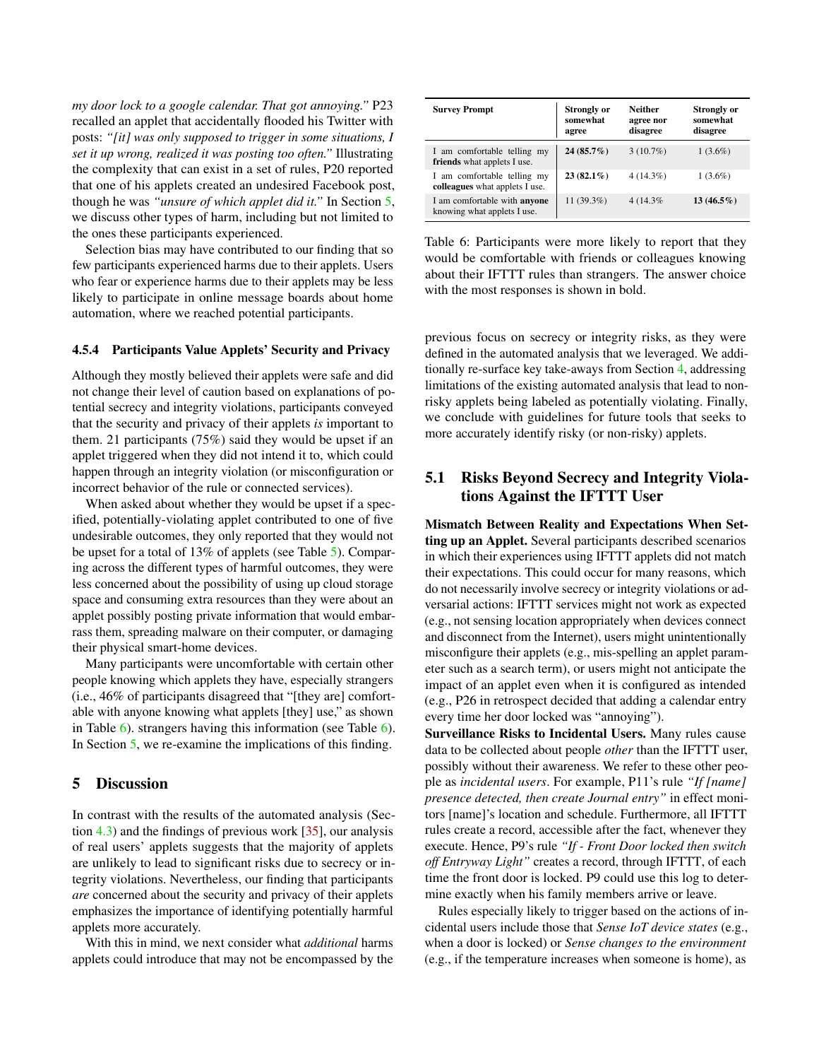*my door lock to a google calendar. That got annoying."* P23 recalled an applet that accidentally flooded his Twitter with posts: *"[it] was only supposed to trigger in some situations, I set it up wrong, realized it was posting too often."* Illustrating the complexity that can exist in a set of rules, P20 reported that one of his applets created an undesired Facebook post, though he was *"unsure of which applet did it."* In Section 5, we discuss other types of harm, including but not limited to the ones these participants experienced.

Selection bias may have contributed to our finding that so few participants experienced harms due to their applets. Users who fear or experience harms due to their applets may be less likely to participate in online message boards about home automation, where we reached potential participants.

#### 4.5.4 Participants Value Applets' Security and Privacy

Although they mostly believed their applets were safe and did not change their level of caution based on explanations of potential secrecy and integrity violations, participants conveyed that the security and privacy of their applets *is* important to them. 21 participants (75%) said they would be upset if an applet triggered when they did not intend it to, which could happen through an integrity violation (or misconfiguration or incorrect behavior of the rule or connected services).

When asked about whether they would be upset if a specified, potentially-violating applet contributed to one of five undesirable outcomes, they only reported that they would not be upset for a total of 13% of applets (see Table 5). Comparing across the different types of harmful outcomes, they were less concerned about the possibility of using up cloud storage space and consuming extra resources than they were about an applet possibly posting private information that would embarrass them, spreading malware on their computer, or damaging their physical smart-home devices.

Many participants were uncomfortable with certain other people knowing which applets they have, especially strangers (i.e., 46% of participants disagreed that "[they are] comfortable with anyone knowing what applets [they] use," as shown in Table 6). strangers having this information (see Table 6). In Section 5, we re-examine the implications of this finding.

| Survey Prompt | Strongly or somewhat agree | Neither agree nor disagree | Strongly or somewhat disagree |
|---|---|---|---|
| I am comfortable telling my **friends** what applets I use. | **24 (85.7%)** | 3 (10.7%) | 1 (3.6%) |
| I am comfortable telling my **colleagues** what applets I use. | **23 (82.1%)** | 4 (14.3%) | 1 (3.6%) |
| I am comfortable with **anyone** knowing what applets I use. | 11 (39.3%) | 4 (14.3% | **13 (46.5%)** |

Table 6: Participants were more likely to report that they would be comfortable with friends or colleagues knowing about their IFTTT rules than strangers. The answer choice with the most responses is shown in bold.

## 5 Discussion

In contrast with the results of the automated analysis (Section 4.3) and the findings of previous work [35], our analysis of real users' applets suggests that the majority of applets are unlikely to lead to significant risks due to secrecy or integrity violations. Nevertheless, our finding that participants *are* concerned about the security and privacy of their applets emphasizes the importance of identifying potentially harmful applets more accurately.

With this in mind, we next consider what *additional* harms applets could introduce that may not be encompassed by the previous focus on secrecy or integrity risks, as they were defined in the automated analysis that we leveraged. We additionally re-surface key take-aways from Section 4, addressing limitations of the existing automated analysis that lead to non-risky applets being labeled as potentially violating. Finally, we conclude with guidelines for future tools that seeks to more accurately identify risky (or non-risky) applets.

### 5.1 Risks Beyond Secrecy and Integrity Violations Against the IFTTT User

**Mismatch Between Reality and Expectations When Setting up an Applet.** Several participants described scenarios in which their experiences using IFTTT applets did not match their expectations. This could occur for many reasons, which do not necessarily involve secrecy or integrity violations or adversarial actions: IFTTT services might not work as expected (e.g., not sensing location appropriately when devices connect and disconnect from the Internet), users might unintentionally misconfigure their applets (e.g., mis-spelling an applet parameter such as a search term), or users might not anticipate the impact of an applet even when it is configured as intended (e.g., P26 in retrospect decided that adding a calendar entry every time her door locked was "annoying").

**Surveillance Risks to Incidental Users.** Many rules cause data to be collected about people *other* than the IFTTT user, possibly without their awareness. We refer to these other people as *incidental users*. For example, P11's rule *"If [name] presence detected, then create Journal entry"* in effect monitors [name]'s location and schedule. Furthermore, all IFTTT rules create a record, accessible after the fact, whenever they execute. Hence, P9's rule *"If - Front Door locked then switch off Entryway Light"* creates a record, through IFTTT, of each time the front door is locked. P9 could use this log to determine exactly when his family members arrive or leave.

Rules especially likely to trigger based on the actions of incidental users include those that *Sense IoT device states* (e.g., when a door is locked) or *Sense changes to the environment* (e.g., if the temperature increases when someone is home), as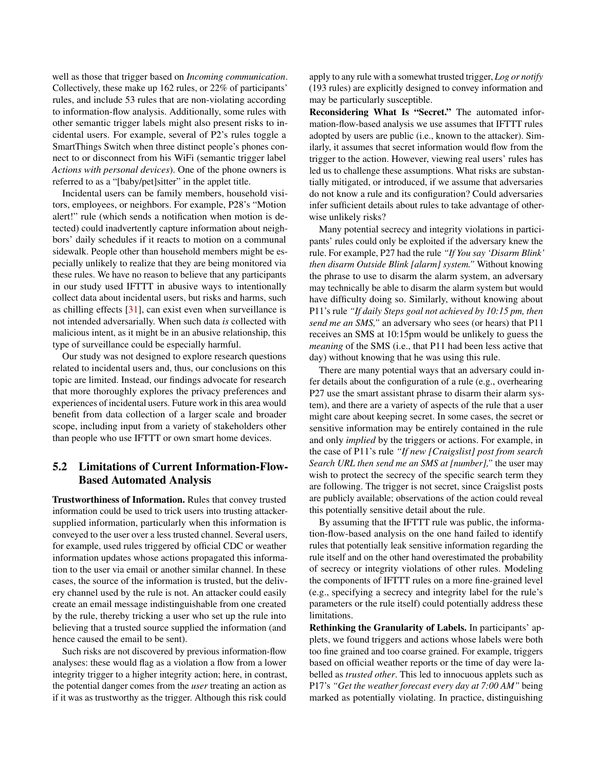well as those that trigger based on *Incoming communication*. Collectively, these make up 162 rules, or 22% of participants' rules, and include 53 rules that are non-violating according to information-flow analysis. Additionally, some rules with other semantic trigger labels might also present risks to incidental users. For example, several of P2's rules toggle a SmartThings Switch when three distinct people's phones connect to or disconnect from his WiFi (semantic trigger label *Actions with personal devices*). One of the phone owners is referred to as a "[baby/pet]sitter" in the applet title.

Incidental users can be family members, household visitors, employees, or neighbors. For example, P28's "Motion alert!" rule (which sends a notification when motion is detected) could inadvertently capture information about neighbors' daily schedules if it reacts to motion on a communal sidewalk. People other than household members might be especially unlikely to realize that they are being monitored via these rules. We have no reason to believe that any participants in our study used IFTTT in abusive ways to intentionally collect data about incidental users, but risks and harms, such as chilling effects [31], can exist even when surveillance is not intended adversarially. When such data *is* collected with malicious intent, as it might be in an abusive relationship, this type of surveillance could be especially harmful.

Our study was not designed to explore research questions related to incidental users and, thus, our conclusions on this topic are limited. Instead, our findings advocate for research that more thoroughly explores the privacy preferences and experiences of incidental users. Future work in this area would benefit from data collection of a larger scale and broader scope, including input from a variety of stakeholders other than people who use IFTTT or own smart home devices.

## 5.2 Limitations of Current Information-Flow-Based Automated Analysis

**Trustworthiness of Information.** Rules that convey trusted information could be used to trick users into trusting attacker-supplied information, particularly when this information is conveyed to the user over a less trusted channel. Several users, for example, used rules triggered by official CDC or weather information updates whose actions propagated this information to the user via email or another similar channel. In these cases, the source of the information is trusted, but the delivery channel used by the rule is not. An attacker could easily create an email message indistinguishable from one created by the rule, thereby tricking a user who set up the rule into believing that a trusted source supplied the information (and hence caused the email to be sent).

Such risks are not discovered by previous information-flow analyses: these would flag as a violation a flow from a lower integrity trigger to a higher integrity action; here, in contrast, the potential danger comes from the *user* treating an action as if it was as trustworthy as the trigger. Although this risk could apply to any rule with a somewhat trusted trigger, *Log or notify* (193 rules) are explicitly designed to convey information and may be particularly susceptible.

**Reconsidering What Is "Secret."** The automated information-flow-based analysis we use assumes that IFTTT rules adopted by users are public (i.e., known to the attacker). Similarly, it assumes that secret information would flow from the trigger to the action. However, viewing real users' rules has led us to challenge these assumptions. What risks are substantially mitigated, or introduced, if we assume that adversaries do not know a rule and its configuration? Could adversaries infer sufficient details about rules to take advantage of otherwise unlikely risks?

Many potential secrecy and integrity violations in participants' rules could only be exploited if the adversary knew the rule. For example, P27 had the rule *"If You say 'Disarm Blink' then disarm Outside Blink [alarm] system."* Without knowing the phrase to use to disarm the alarm system, an adversary may technically be able to disarm the alarm system but would have difficulty doing so. Similarly, without knowing about P11's rule *"If daily Steps goal not achieved by 10:15 pm, then send me an SMS,"* an adversary who sees (or hears) that P11 receives an SMS at 10:15pm would be unlikely to guess the *meaning* of the SMS (i.e., that P11 had been less active that day) without knowing that he was using this rule.

There are many potential ways that an adversary could infer details about the configuration of a rule (e.g., overhearing P27 use the smart assistant phrase to disarm their alarm system), and there are a variety of aspects of the rule that a user might care about keeping secret. In some cases, the secret or sensitive information may be entirely contained in the rule and only *implied* by the triggers or actions. For example, in the case of P11's rule *"If new [Craigslist] post from search Search URL then send me an SMS at [number],"* the user may wish to protect the secrecy of the specific search term they are following. The trigger is not secret, since Craigslist posts are publicly available; observations of the action could reveal this potentially sensitive detail about the rule.

By assuming that the IFTTT rule was public, the information-flow-based analysis on the one hand failed to identify rules that potentially leak sensitive information regarding the rule itself and on the other hand overestimated the probability of secrecy or integrity violations of other rules. Modeling the components of IFTTT rules on a more fine-grained level (e.g., specifying a secrecy and integrity label for the rule's parameters or the rule itself) could potentially address these limitations.

**Rethinking the Granularity of Labels.** In participants' applets, we found triggers and actions whose labels were both too fine grained and too coarse grained. For example, triggers based on official weather reports or the time of day were labelled as *trusted other*. This led to innocuous applets such as P17's *"Get the weather forecast every day at 7:00 AM"* being marked as potentially violating. In practice, distinguishing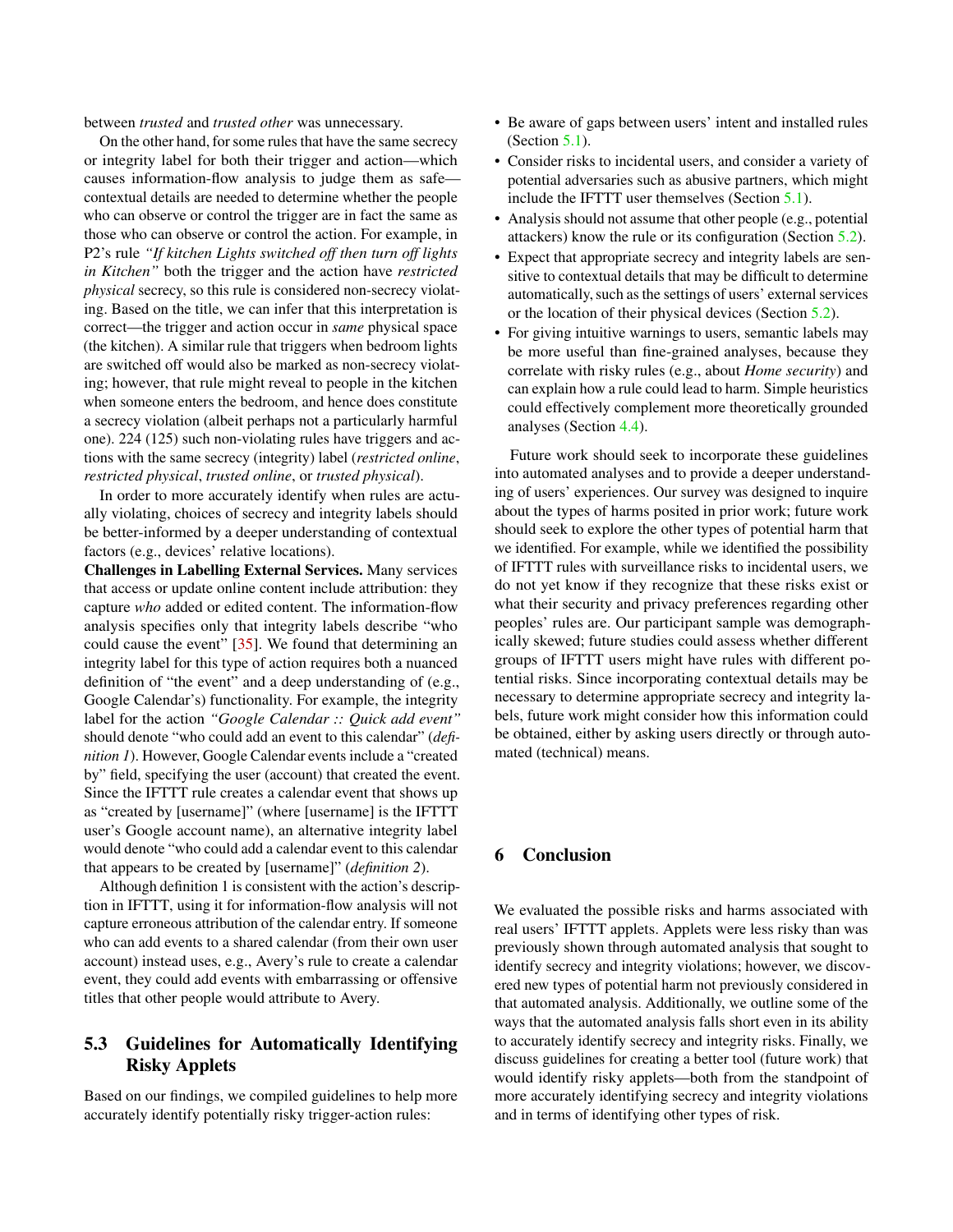between *trusted* and *trusted other* was unnecessary.

On the other hand, for some rules that have the same secrecy or integrity label for both their trigger and action—which causes information-flow analysis to judge them as safe—contextual details are needed to determine whether the people who can observe or control the trigger are in fact the same as those who can observe or control the action. For example, in P2's rule *"If kitchen Lights switched off then turn off lights in Kitchen"* both the trigger and the action have *restricted physical* secrecy, so this rule is considered non-secrecy violating. Based on the title, we can infer that this interpretation is correct—the trigger and action occur in *same* physical space (the kitchen). A similar rule that triggers when bedroom lights are switched off would also be marked as non-secrecy violating; however, that rule might reveal to people in the kitchen when someone enters the bedroom, and hence does constitute a secrecy violation (albeit perhaps not a particularly harmful one). 224 (125) such non-violating rules have triggers and actions with the same secrecy (integrity) label (*restricted online*, *restricted physical*, *trusted online*, or *trusted physical*).

In order to more accurately identify when rules are actually violating, choices of secrecy and integrity labels should be better-informed by a deeper understanding of contextual factors (e.g., devices' relative locations).

**Challenges in Labelling External Services.** Many services that access or update online content include attribution: they capture *who* added or edited content. The information-flow analysis specifies only that integrity labels describe "who could cause the event" [35]. We found that determining an integrity label for this type of action requires both a nuanced definition of "the event" and a deep understanding of (e.g., Google Calendar's) functionality. For example, the integrity label for the action *"Google Calendar :: Quick add event"* should denote "who could add an event to this calendar" (*definition 1*). However, Google Calendar events include a "created by" field, specifying the user (account) that created the event. Since the IFTTT rule creates a calendar event that shows up as "created by [username]" (where [username] is the IFTTT user's Google account name), an alternative integrity label would denote "who could add a calendar event to this calendar that appears to be created by [username]" (*definition 2*).

Although definition 1 is consistent with the action's description in IFTTT, using it for information-flow analysis will not capture erroneous attribution of the calendar entry. If someone who can add events to a shared calendar (from their own user account) instead uses, e.g., Avery's rule to create a calendar event, they could add events with embarrassing or offensive titles that other people would attribute to Avery.

## 5.3 Guidelines for Automatically Identifying Risky Applets

Based on our findings, we compiled guidelines to help more accurately identify potentially risky trigger-action rules:

- Be aware of gaps between users' intent and installed rules (Section 5.1).
- Consider risks to incidental users, and consider a variety of potential adversaries such as abusive partners, which might include the IFTTT user themselves (Section 5.1).
- Analysis should not assume that other people (e.g., potential attackers) know the rule or its configuration (Section 5.2).
- Expect that appropriate secrecy and integrity labels are sensitive to contextual details that may be difficult to determine automatically, such as the settings of users' external services or the location of their physical devices (Section 5.2).
- For giving intuitive warnings to users, semantic labels may be more useful than fine-grained analyses, because they correlate with risky rules (e.g., about *Home security*) and can explain how a rule could lead to harm. Simple heuristics could effectively complement more theoretically grounded analyses (Section 4.4).

Future work should seek to incorporate these guidelines into automated analyses and to provide a deeper understanding of users' experiences. Our survey was designed to inquire about the types of harms posited in prior work; future work should seek to explore the other types of potential harm that we identified. For example, while we identified the possibility of IFTTT rules with surveillance risks to incidental users, we do not yet know if they recognize that these risks exist or what their security and privacy preferences regarding other peoples' rules are. Our participant sample was demographically skewed; future studies could assess whether different groups of IFTTT users might have rules with different potential risks. Since incorporating contextual details may be necessary to determine appropriate secrecy and integrity labels, future work might consider how this information could be obtained, either by asking users directly or through automated (technical) means.

# 6 Conclusion

We evaluated the possible risks and harms associated with real users' IFTTT applets. Applets were less risky than was previously shown through automated analysis that sought to identify secrecy and integrity violations; however, we discovered new types of potential harm not previously considered in that automated analysis. Additionally, we outline some of the ways that the automated analysis falls short even in its ability to accurately identify secrecy and integrity risks. Finally, we discuss guidelines for creating a better tool (future work) that would identify risky applets—both from the standpoint of more accurately identifying secrecy and integrity violations and in terms of identifying other types of risk.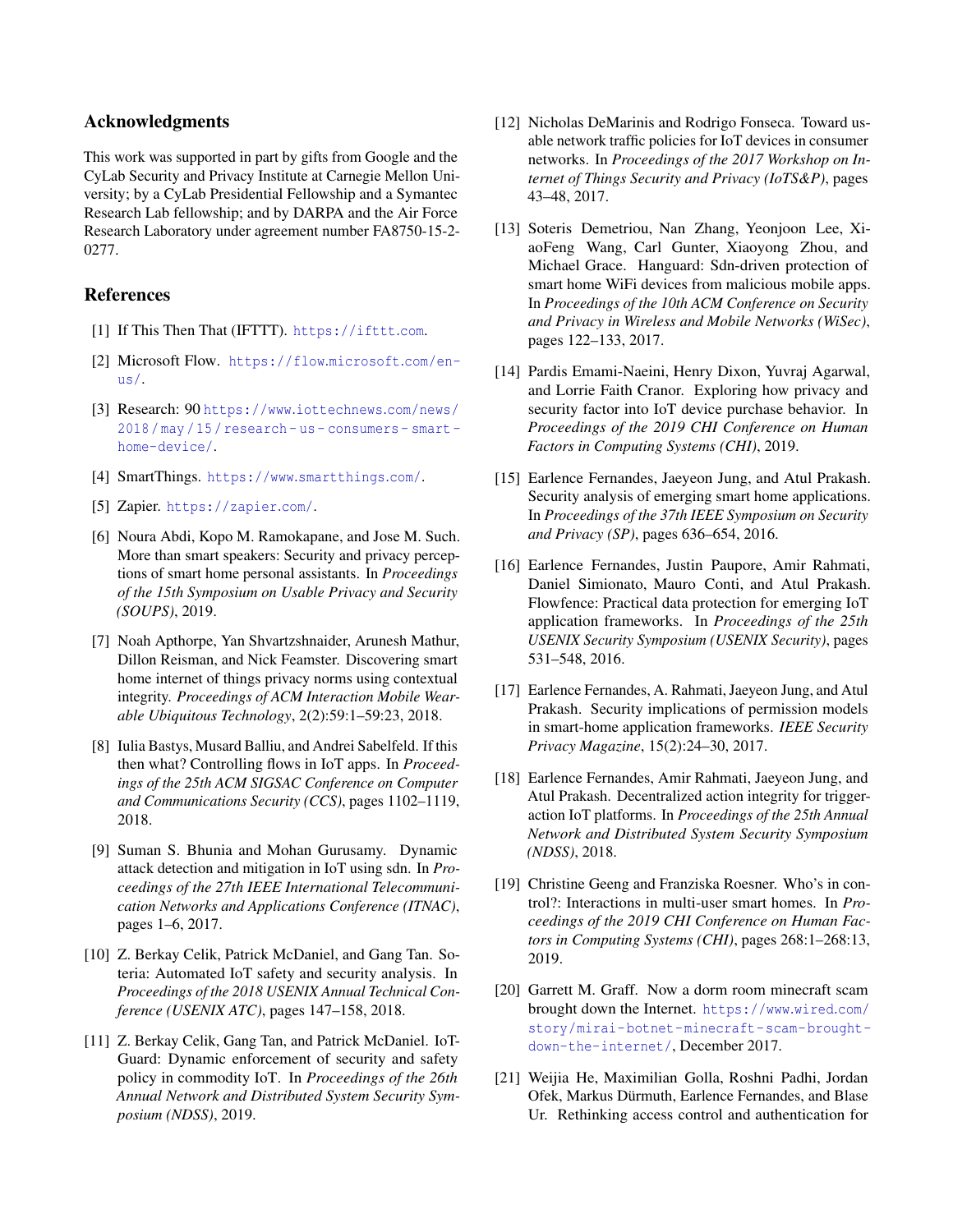## Acknowledgments

This work was supported in part by gifts from Google and the CyLab Security and Privacy Institute at Carnegie Mellon University; by a CyLab Presidential Fellowship and a Symantec Research Lab fellowship; and by DARPA and the Air Force Research Laboratory under agreement number FA8750-15-2-0277.

## References

[1] If This Then That (IFTTT). https://ifttt.com.

[2] Microsoft Flow. https://flow.microsoft.com/en-us/.

[3] Research: 90 https://www.iottechnews.com/news/2018/may/15/research-us-consumers-smart-home-device/.

[4] SmartThings. https://www.smartthings.com/.

[5] Zapier. https://zapier.com/.

[6] Noura Abdi, Kopo M. Ramokapane, and Jose M. Such. More than smart speakers: Security and privacy perceptions of smart home personal assistants. In *Proceedings of the 15th Symposium on Usable Privacy and Security (SOUPS)*, 2019.

[7] Noah Apthorpe, Yan Shvartzshnaider, Arunesh Mathur, Dillon Reisman, and Nick Feamster. Discovering smart home internet of things privacy norms using contextual integrity. *Proceedings of ACM Interaction Mobile Wearable Ubiquitous Technology*, 2(2):59:1–59:23, 2018.

[8] Iulia Bastys, Musard Balliu, and Andrei Sabelfeld. If this then what? Controlling flows in IoT apps. In *Proceedings of the 25th ACM SIGSAC Conference on Computer and Communications Security (CCS)*, pages 1102–1119, 2018.

[9] Suman S. Bhunia and Mohan Gurusamy. Dynamic attack detection and mitigation in IoT using sdn. In *Proceedings of the 27th IEEE International Telecommunication Networks and Applications Conference (ITNAC)*, pages 1–6, 2017.

[10] Z. Berkay Celik, Patrick McDaniel, and Gang Tan. Soteria: Automated IoT safety and security analysis. In *Proceedings of the 2018 USENIX Annual Technical Conference (USENIX ATC)*, pages 147–158, 2018.

[11] Z. Berkay Celik, Gang Tan, and Patrick McDaniel. IoTGuard: Dynamic enforcement of security and safety policy in commodity IoT. In *Proceedings of the 26th Annual Network and Distributed System Security Symposium (NDSS)*, 2019.

[12] Nicholas DeMarinis and Rodrigo Fonseca. Toward usable network traffic policies for IoT devices in consumer networks. In *Proceedings of the 2017 Workshop on Internet of Things Security and Privacy (IoTS&P)*, pages 43–48, 2017.

[13] Soteris Demetriou, Nan Zhang, Yeonjoon Lee, XiaoFeng Wang, Carl Gunter, Xiaoyong Zhou, and Michael Grace. Hanguard: Sdn-driven protection of smart home WiFi devices from malicious mobile apps. In *Proceedings of the 10th ACM Conference on Security and Privacy in Wireless and Mobile Networks (WiSec)*, pages 122–133, 2017.

[14] Pardis Emami-Naeini, Henry Dixon, Yuvraj Agarwal, and Lorrie Faith Cranor. Exploring how privacy and security factor into IoT device purchase behavior. In *Proceedings of the 2019 CHI Conference on Human Factors in Computing Systems (CHI)*, 2019.

[15] Earlence Fernandes, Jaeyeon Jung, and Atul Prakash. Security analysis of emerging smart home applications. In *Proceedings of the 37th IEEE Symposium on Security and Privacy (SP)*, pages 636–654, 2016.

[16] Earlence Fernandes, Justin Paupore, Amir Rahmati, Daniel Simionato, Mauro Conti, and Atul Prakash. Flowfence: Practical data protection for emerging IoT application frameworks. In *Proceedings of the 25th USENIX Security Symposium (USENIX Security)*, pages 531–548, 2016.

[17] Earlence Fernandes, A. Rahmati, Jaeyeon Jung, and Atul Prakash. Security implications of permission models in smart-home application frameworks. *IEEE Security Privacy Magazine*, 15(2):24–30, 2017.

[18] Earlence Fernandes, Amir Rahmati, Jaeyeon Jung, and Atul Prakash. Decentralized action integrity for trigger-action IoT platforms. In *Proceedings of the 25th Annual Network and Distributed System Security Symposium (NDSS)*, 2018.

[19] Christine Geeng and Franziska Roesner. Who's in control?: Interactions in multi-user smart homes. In *Proceedings of the 2019 CHI Conference on Human Factors in Computing Systems (CHI)*, pages 268:1–268:13, 2019.

[20] Garrett M. Graff. Now a dorm room minecraft scam brought down the Internet. https://www.wired.com/story/mirai-botnet-minecraft-scam-brought-down-the-internet/, December 2017.

[21] Weijia He, Maximilian Golla, Roshni Padhi, Jordan Ofek, Markus Dürmuth, Earlence Fernandes, and Blase Ur. Rethinking access control and authentication for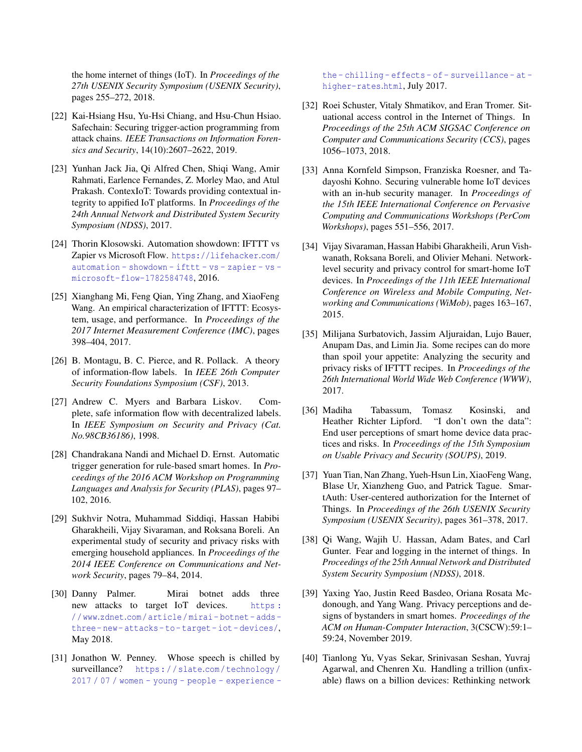the home internet of things (IoT). In *Proceedings of the 27th USENIX Security Symposium (USENIX Security)*, pages 255–272, 2018.

[22] Kai-Hsiang Hsu, Yu-Hsi Chiang, and Hsu-Chun Hsiao. Safechain: Securing trigger-action programming from attack chains. *IEEE Transactions on Information Forensics and Security*, 14(10):2607–2622, 2019.

[23] Yunhan Jack Jia, Qi Alfred Chen, Shiqi Wang, Amir Rahmati, Earlence Fernandes, Z. Morley Mao, and Atul Prakash. ContexIoT: Towards providing contextual integrity to appified IoT platforms. In *Proceedings of the 24th Annual Network and Distributed System Security Symposium (NDSS)*, 2017.

[24] Thorin Klosowski. Automation showdown: IFTTT vs Zapier vs Microsoft Flow. https://lifehacker.com/automation-showdown-ifttt-vs-zapier-vs-microsoft-flow-1782584748, 2016.

[25] Xianghang Mi, Feng Qian, Ying Zhang, and XiaoFeng Wang. An empirical characterization of IFTTT: Ecosystem, usage, and performance. In *Proceedings of the 2017 Internet Measurement Conference (IMC)*, pages 398–404, 2017.

[26] B. Montagu, B. C. Pierce, and R. Pollack. A theory of information-flow labels. In *IEEE 26th Computer Security Foundations Symposium (CSF)*, 2013.

[27] Andrew C. Myers and Barbara Liskov. Complete, safe information flow with decentralized labels. In *IEEE Symposium on Security and Privacy (Cat. No.98CB36186)*, 1998.

[28] Chandrakana Nandi and Michael D. Ernst. Automatic trigger generation for rule-based smart homes. In *Proceedings of the 2016 ACM Workshop on Programming Languages and Analysis for Security (PLAS)*, pages 97–102, 2016.

[29] Sukhvir Notra, Muhammad Siddiqi, Hassan Habibi Gharakheili, Vijay Sivaraman, and Roksana Boreli. An experimental study of security and privacy risks with emerging household appliances. In *Proceedings of the 2014 IEEE Conference on Communications and Network Security*, pages 79–84, 2014.

[30] Danny Palmer. Mirai botnet adds three new attacks to target IoT devices. https://www.zdnet.com/article/mirai-botnet-adds-three-new-attacks-to-target-iot-devices/, May 2018.

[31] Jonathon W. Penney. Whose speech is chilled by surveillance? https://slate.com/technology/2017/07/women-young-people-experience-the-chilling-effects-of-surveillance-at-higher-rates.html, July 2017.

[32] Roei Schuster, Vitaly Shmatikov, and Eran Tromer. Situational access control in the Internet of Things. In *Proceedings of the 25th ACM SIGSAC Conference on Computer and Communications Security (CCS)*, pages 1056–1073, 2018.

[33] Anna Kornfeld Simpson, Franziska Roesner, and Tadayoshi Kohno. Securing vulnerable home IoT devices with an in-hub security manager. In *Proceedings of the 15th IEEE International Conference on Pervasive Computing and Communications Workshops (PerCom Workshops)*, pages 551–556, 2017.

[34] Vijay Sivaraman, Hassan Habibi Gharakheili, Arun Vishwanath, Roksana Boreli, and Olivier Mehani. Network-level security and privacy control for smart-home IoT devices. In *Proceedings of the 11th IEEE International Conference on Wireless and Mobile Computing, Networking and Communications (WiMob)*, pages 163–167, 2015.

[35] Milijana Surbatovich, Jassim Aljuraidan, Lujo Bauer, Anupam Das, and Limin Jia. Some recipes can do more than spoil your appetite: Analyzing the security and privacy risks of IFTTT recipes. In *Proceedings of the 26th International World Wide Web Conference (WWW)*, 2017.

[36] Madiha Tabassum, Tomasz Kosinski, and Heather Richter Lipford. "I don't own the data": End user perceptions of smart home device data practices and risks. In *Proceedings of the 15th Symposium on Usable Privacy and Security (SOUPS)*, 2019.

[37] Yuan Tian, Nan Zhang, Yueh-Hsun Lin, XiaoFeng Wang, Blase Ur, Xianzheng Guo, and Patrick Tague. SmartAuth: User-centered authorization for the Internet of Things. In *Proceedings of the 26th USENIX Security Symposium (USENIX Security)*, pages 361–378, 2017.

[38] Qi Wang, Wajih U. Hassan, Adam Bates, and Carl Gunter. Fear and logging in the internet of things. In *Proceedings of the 25th Annual Network and Distributed System Security Symposium (NDSS)*, 2018.

[39] Yaxing Yao, Justin Reed Basdeo, Oriana Rosata Mcdonough, and Yang Wang. Privacy perceptions and designs of bystanders in smart homes. *Proceedings of the ACM on Human-Computer Interaction*, 3(CSCW):59:1–59:24, November 2019.

[40] Tianlong Yu, Vyas Sekar, Srinivasan Seshan, Yuvraj Agarwal, and Chenren Xu. Handling a trillion (unfixable) flaws on a billion devices: Rethinking network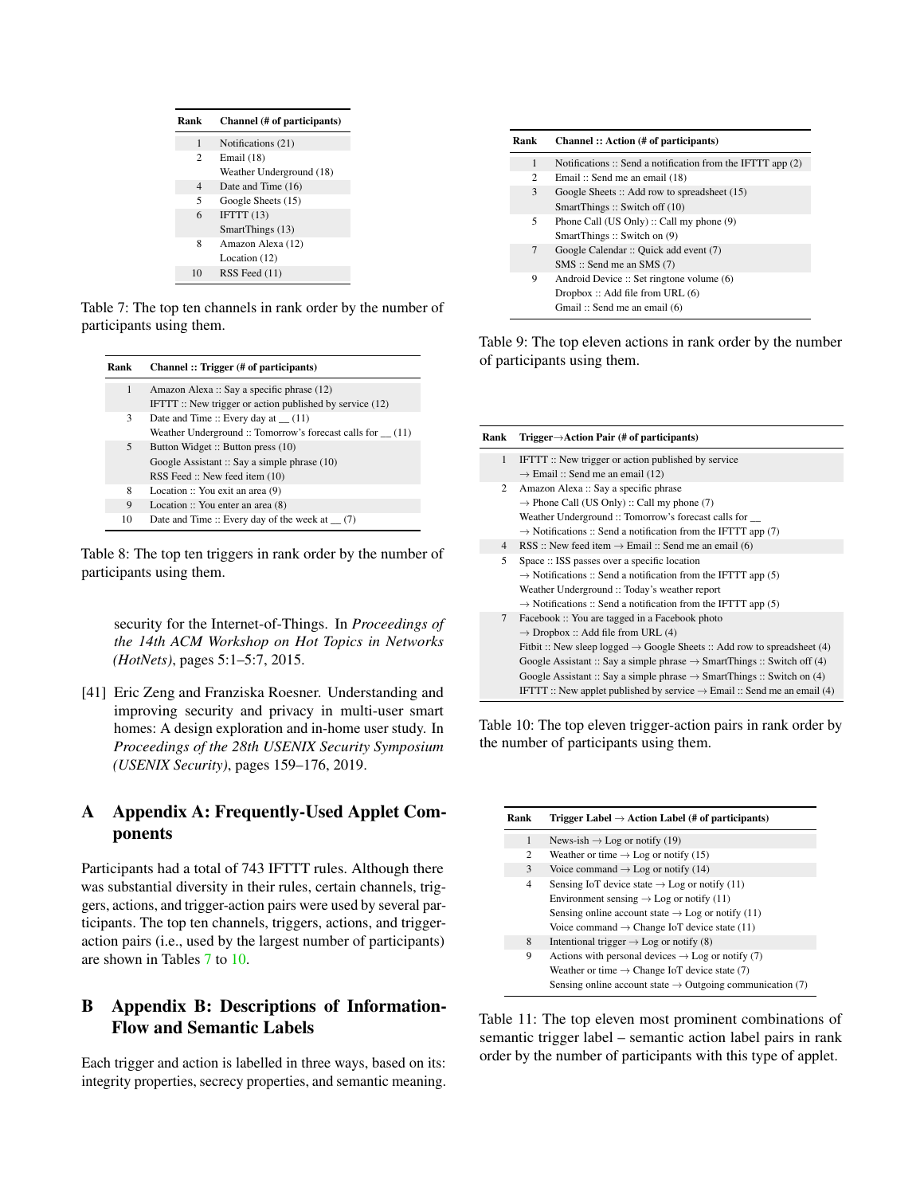| Rank | Channel (# of participants) |
|---|---|
| 1 | Notifications (21) |
| 2 | Email (18) |
| | Weather Underground (18) |
| 4 | Date and Time (16) |
| 5 | Google Sheets (15) |
| 6 | IFTTT (13) |
| | SmartThings (13) |
| 8 | Amazon Alexa (12) |
| | Location (12) |
| 10 | RSS Feed (11) |

Table 7: The top ten channels in rank order by the number of participants using them.

| Rank | Channel :: Trigger (# of participants) |
|---|---|
| 1 | Amazon Alexa :: Say a specific phrase (12) |
| | IFTTT :: New trigger or action published by service (12) |
| 3 | Date and Time :: Every day at __ (11) |
| | Weather Underground :: Tomorrow's forecast calls for __ (11) |
| 5 | Button Widget :: Button press (10) |
| | Google Assistant :: Say a simple phrase (10) |
| | RSS Feed :: New feed item (10) |
| 8 | Location :: You exit an area (9) |
| 9 | Location :: You enter an area (8) |
| 10 | Date and Time :: Every day of the week at __ (7) |

Table 8: The top ten triggers in rank order by the number of participants using them.

security for the Internet-of-Things. In *Proceedings of the 14th ACM Workshop on Hot Topics in Networks (HotNets)*, pages 5:1–5:7, 2015.

[41] Eric Zeng and Franziska Roesner. Understanding and improving security and privacy in multi-user smart homes: A design exploration and in-home user study. In *Proceedings of the 28th USENIX Security Symposium (USENIX Security)*, pages 159–176, 2019.

# A Appendix A: Frequently-Used Applet Components

Participants had a total of 743 IFTTT rules. Although there was substantial diversity in their rules, certain channels, triggers, actions, and trigger-action pairs were used by several participants. The top ten channels, triggers, actions, and trigger-action pairs (i.e., used by the largest number of participants) are shown in Tables 7 to 10.

# B Appendix B: Descriptions of Information-Flow and Semantic Labels

Each trigger and action is labelled in three ways, based on its: integrity properties, secrecy properties, and semantic meaning.

| Rank | Channel :: Action (# of participants) |
|---|---|
| 1 | Notifications :: Send a notification from the IFTTT app (2) |
| 2 | Email :: Send me an email (18) |
| 3 | Google Sheets :: Add row to spreadsheet (15) |
| | SmartThings :: Switch off (10) |
| 5 | Phone Call (US Only) :: Call my phone (9) |
| | SmartThings :: Switch on (9) |
| 7 | Google Calendar :: Quick add event (7) |
| | SMS :: Send me an SMS (7) |
| 9 | Android Device :: Set ringtone volume (6) |
| | Dropbox :: Add file from URL (6) |
| | Gmail :: Send me an email (6) |

Table 9: The top eleven actions in rank order by the number of participants using them.

| Rank | Trigger→Action Pair (# of participants) |
|---|---|
| 1 | IFTTT :: New trigger or action published by service → Email :: Send me an email (12) |
| 2 | Amazon Alexa :: Say a specific phrase → Phone Call (US Only) :: Call my phone (7) |
| | Weather Underground :: Tomorrow's forecast calls for __ → Notifications :: Send a notification from the IFTTT app (7) |
| 4 | RSS :: New feed item → Email :: Send me an email (6) |
| 5 | Space :: ISS passes over a specific location → Notifications :: Send a notification from the IFTTT app (5) |
| | Weather Underground :: Today's weather report → Notifications :: Send a notification from the IFTTT app (5) |
| 7 | Facebook :: You are tagged in a Facebook photo → Dropbox :: Add file from URL (4) |
| | Fitbit :: New sleep logged → Google Sheets :: Add row to spreadsheet (4) |
| | Google Assistant :: Say a simple phrase → SmartThings :: Switch off (4) |
| | Google Assistant :: Say a simple phrase → SmartThings :: Switch on (4) |
| | IFTTT :: New applet published by service → Email :: Send me an email (4) |

Table 10: The top eleven trigger-action pairs in rank order by the number of participants using them.

| Rank | Trigger Label → Action Label (# of participants) |
|---|---|
| 1 | News-ish → Log or notify (19) |
| 2 | Weather or time → Log or notify (15) |
| 3 | Voice command → Log or notify (14) |
| 4 | Sensing IoT device state → Log or notify (11) |
| | Environment sensing → Log or notify (11) |
| | Sensing online account state → Log or notify (11) |
| | Voice command → Change IoT device state (11) |
| 8 | Intentional trigger → Log or notify (8) |
| 9 | Actions with personal devices → Log or notify (7) |
| | Weather or time → Change IoT device state (7) |
| | Sensing online account state → Outgoing communication (7) |

Table 11: The top eleven most prominent combinations of semantic trigger label – semantic action label pairs in rank order by the number of participants with this type of applet.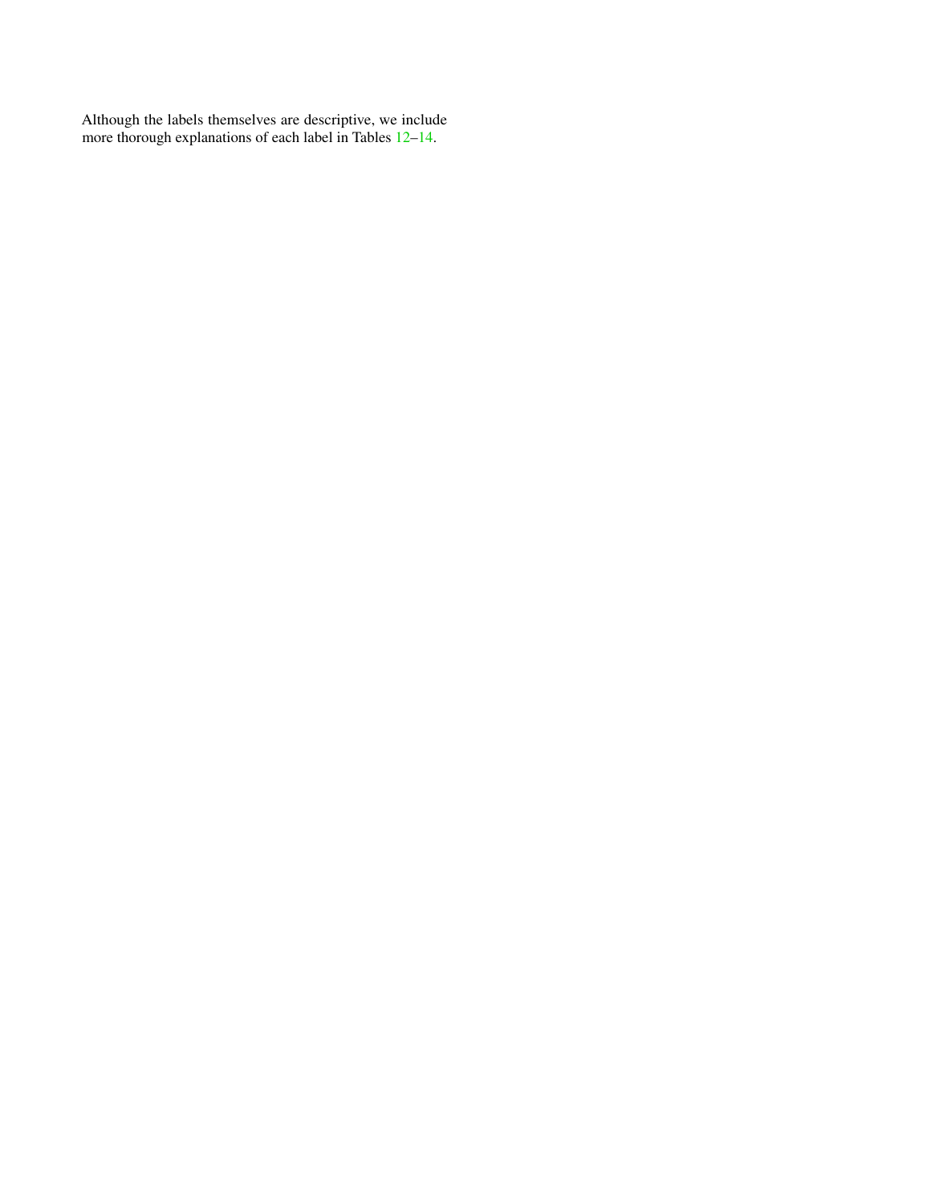Although the labels themselves are descriptive, we include more thorough explanations of each label in Tables 12–14.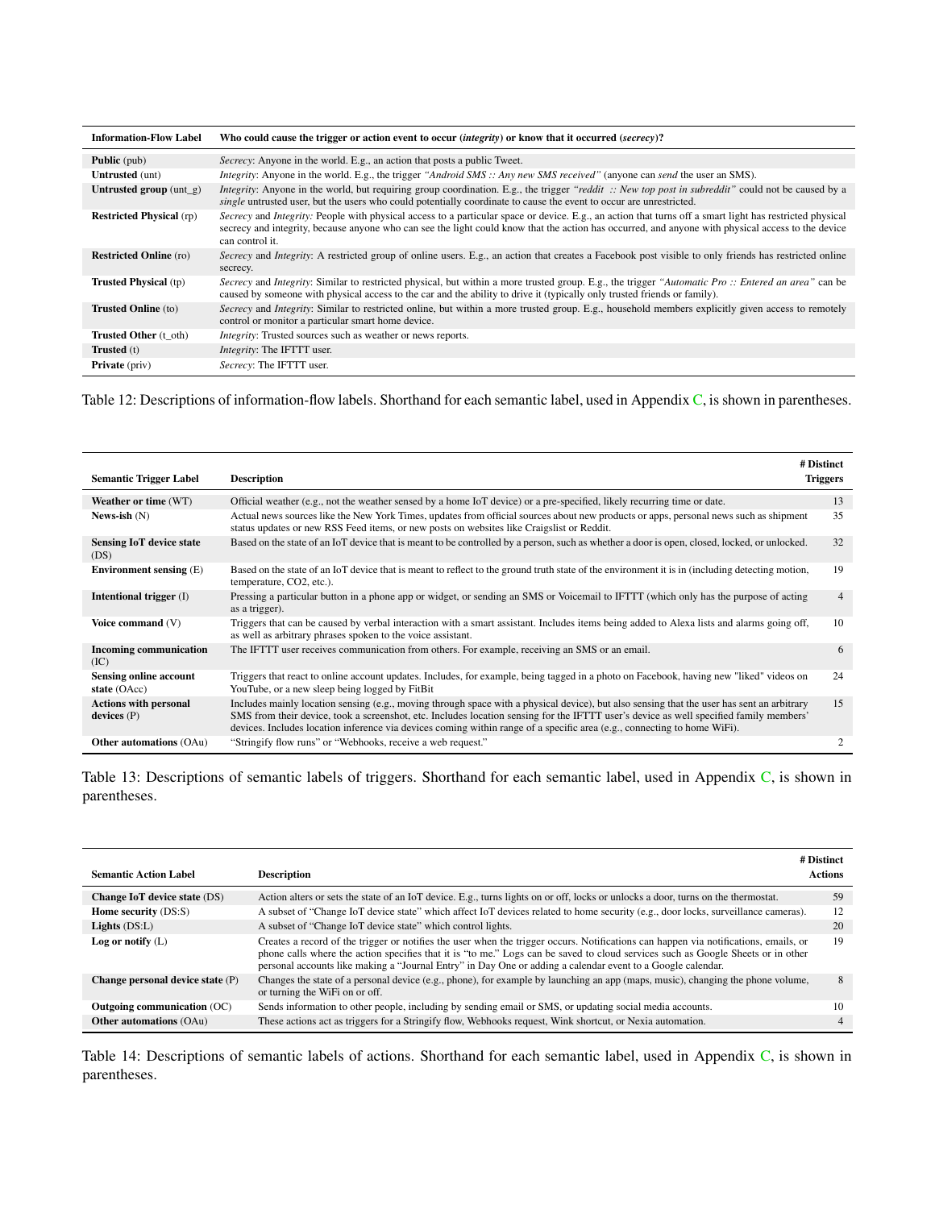| Information-Flow Label | Who could cause the trigger or action event to occur (*integrity*) or know that it occurred (*secrecy*)? |
|---|---|
| **Public** (pub) | *Secrecy*: Anyone in the world. E.g., an action that posts a public Tweet. |
| **Untrusted** (unt) | *Integrity*: Anyone in the world. E.g., the trigger *"Android SMS :: Any new SMS received"* (anyone can *send* the user an SMS). |
| **Untrusted group** (unt_g) | *Integrity*: Anyone in the world, but requiring group coordination. E.g., the trigger *"reddit :: New top post in subreddit"* could not be caused by a *single* untrusted user, but the users who could potentially coordinate to cause the event to occur are unrestricted. |
| **Restricted Physical** (rp) | *Secrecy* and *Integrity:* People with physical access to a particular space or device. E.g., an action that turns off a smart light has restricted physical secrecy and integrity, because anyone who can see the light could know that the action has occurred, and anyone with physical access to the device can control it. |
| **Restricted Online** (ro) | *Secrecy* and *Integrity*: A restricted group of online users. E.g., an action that creates a Facebook post visible to only friends has restricted online secrecy. |
| **Trusted Physical** (tp) | *Secrecy* and *Integrity*: Similar to restricted physical, but within a more trusted group. E.g., the trigger *"Automatic Pro :: Entered an area"* can be caused by someone with physical access to the car and the ability to drive it (typically only trusted friends or family). |
| **Trusted Online** (to) | *Secrecy* and *Integrity*: Similar to restricted online, but within a more trusted group. E.g., household members explicitly given access to remotely control or monitor a particular smart home device. |
| **Trusted Other** (t_oth) | *Integrity*: Trusted sources such as weather or news reports. |
| **Trusted** (t) | *Integrity*: The IFTTT user. |
| **Private** (priv) | *Secrecy*: The IFTTT user. |

Table 12: Descriptions of information-flow labels. Shorthand for each semantic label, used in Appendix C, is shown in parentheses.

| Semantic Trigger Label | Description | # Distinct Triggers |
|---|---|---|
| **Weather or time** (WT) | Official weather (e.g., not the weather sensed by a home IoT device) or a pre-specified, likely recurring time or date. | 13 |
| **News-ish** (N) | Actual news sources like the New York Times, updates from official sources about new products or apps, personal news such as shipment status updates or new RSS Feed items, or new posts on websites like Craigslist or Reddit. | 35 |
| **Sensing IoT device state** (DS) | Based on the state of an IoT device that is meant to be controlled by a person, such as whether a door is open, closed, locked, or unlocked. | 32 |
| **Environment sensing** (E) | Based on the state of an IoT device that is meant to reflect to the ground truth state of the environment it is in (including detecting motion, temperature, CO2, etc.). | 19 |
| **Intentional trigger** (I) | Pressing a particular button in a phone app or widget, or sending an SMS or Voicemail to IFTTT (which only has the purpose of acting as a trigger). | 4 |
| **Voice command** (V) | Triggers that can be caused by verbal interaction with a smart assistant. Includes items being added to Alexa lists and alarms going off, as well as arbitrary phrases spoken to the voice assistant. | 10 |
| **Incoming communication** (IC) | The IFTTT user receives communication from others. For example, receiving an SMS or an email. | 6 |
| **Sensing online account state** (OAcc) | Triggers that react to online account updates. Includes, for example, being tagged in a photo on Facebook, having new "liked" videos on YouTube, or a new sleep being logged by FitBit | 24 |
| **Actions with personal devices** (P) | Includes mainly location sensing (e.g., moving through space with a physical device), but also sensing that the user has sent an arbitrary SMS from their device, took a screenshot, etc. Includes location sensing for the IFTTT user's device as well specified family members' devices. Includes location inference via devices coming within range of a specific area (e.g., connecting to home WiFi). | 15 |
| **Other automations** (OAu) | "Stringify flow runs" or "Webhooks, receive a web request." | 2 |

Table 13: Descriptions of semantic labels of triggers. Shorthand for each semantic label, used in Appendix C, is shown in parentheses.

| Semantic Action Label | Description | # Distinct Actions |
|---|---|---|
| **Change IoT device state** (DS) | Action alters or sets the state of an IoT device. E.g., turns lights on or off, locks or unlocks a door, turns on the thermostat. | 59 |
| **Home security** (DS:S) | A subset of "Change IoT device state" which affect IoT devices related to home security (e.g., door locks, surveillance cameras). | 12 |
| **Lights** (DS:L) | A subset of "Change IoT device state" which control lights. | 20 |
| **Log or notify** (L) | Creates a record of the trigger or notifies the user when the trigger occurs. Notifications can happen via notifications, emails, or phone calls where the action specifies that it is "to me." Logs can be saved to cloud services such as Google Sheets or in other personal accounts like making a "Journal Entry" in Day One or adding a calendar event to a Google calendar. | 19 |
| **Change personal device state** (P) | Changes the state of a personal device (e.g., phone), for example by launching an app (maps, music), changing the phone volume, or turning the WiFi on or off. | 8 |
| **Outgoing communication** (OC) | Sends information to other people, including by sending email or SMS, or updating social media accounts. | 10 |
| **Other automations** (OAu) | These actions act as triggers for a Stringify flow, Webhooks request, Wink shortcut, or Nexia automation. | 4 |

Table 14: Descriptions of semantic labels of actions. Shorthand for each semantic label, used in Appendix C, is shown in parentheses.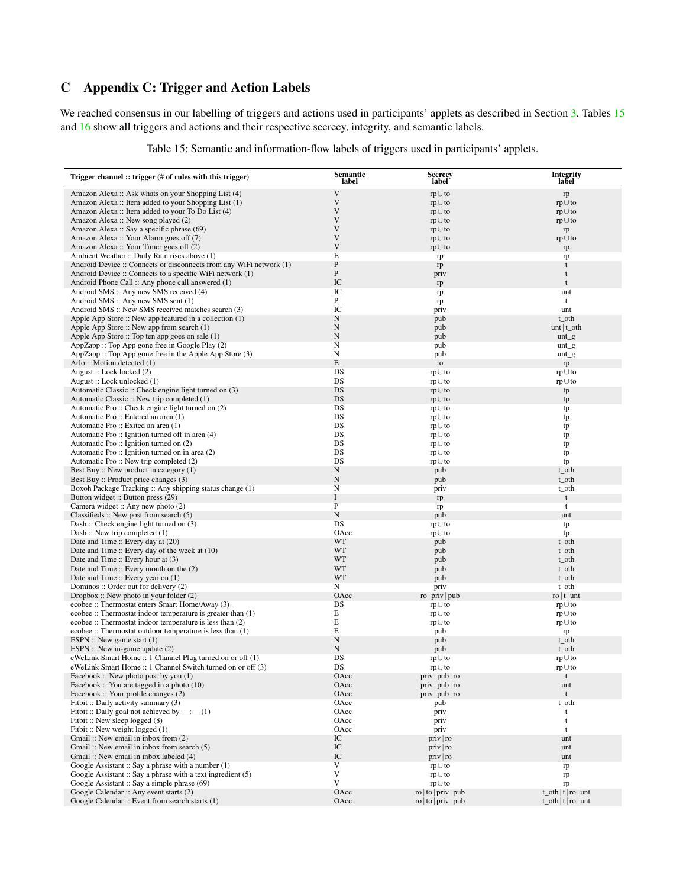# C Appendix C: Trigger and Action Labels

We reached consensus in our labelling of triggers and actions used in participants' applets as described in Section 3. Tables 15 and 16 show all triggers and actions and their respective secrecy, integrity, and semantic labels.

Table 15: Semantic and information-flow labels of triggers used in participants' applets.

| Trigger channel :: trigger (# of rules with this trigger) | Semantic label | Secrecy label | Integrity label |
|---|---|---|---|
| Amazon Alexa :: Ask whats on your Shopping List (4) | V | rp∪to | rp |
| Amazon Alexa :: Item added to your Shopping List (1) | V | rp∪to | rp∪to |
| Amazon Alexa :: Item added to your To Do List (4) | V | rp∪to | rp∪to |
| Amazon Alexa :: New song played (2) | V | rp∪to | rp∪to |
| Amazon Alexa :: Say a specific phrase (69) | V | rp∪to | rp |
| Amazon Alexa :: Your Alarm goes off (7) | V | rp∪to | rp∪to |
| Amazon Alexa :: Your Timer goes off (2) | V | rp∪to | rp |
| Ambient Weather :: Daily Rain rises above (1) | E | rp | rp |
| Android Device :: Connects or disconnects from any WiFi network (1) | P | rp | t |
| Android Device :: Connects to a specific WiFi network (1) | P | priv | t |
| Android Phone Call :: Any phone call answered (1) | IC | rp | t |
| Android SMS :: Any new SMS received (4) | IC | rp | unt |
| Android SMS :: Any new SMS sent (1) | P | rp | t |
| Android SMS :: New SMS received matches search (3) | IC | priv | unt |
| Apple App Store :: New app featured in a collection (1) | N | pub | t_oth |
| Apple App Store :: New app from search (1) | N | pub | unt \| t_oth |
| Apple App Store :: Top ten app goes on sale (1) | N | pub | unt_g |
| AppZapp :: Top App gone free in Google Play (2) | N | pub | unt_g |
| AppZapp :: Top App gone free in the Apple App Store (3) | N | pub | unt_g |
| Arlo :: Motion detected (1) | E | to | rp |
| August :: Lock locked (2) | DS | rp∪to | rp∪to |
| August :: Lock unlocked (1) | DS | rp∪to | rp∪to |
| Automatic Classic :: Check engine light turned on (3) | DS | rp∪to | tp |
| Automatic Classic :: New trip completed (1) | DS | rp∪to | tp |
| Automatic Pro :: Check engine light turned on (2) | DS | rp∪to | tp |
| Automatic Pro :: Entered an area (1) | DS | rp∪to | tp |
| Automatic Pro :: Exited an area (1) | DS | rp∪to | tp |
| Automatic Pro :: Ignition turned off in area (4) | DS | rp∪to | tp |
| Automatic Pro :: Ignition turned on (2) | DS | rp∪to | tp |
| Automatic Pro :: Ignition turned on in area (2) | DS | rp∪to | tp |
| Automatic Pro :: New trip completed (2) | DS | rp∪to | tp |
| Best Buy :: New product in category (1) | N | pub | t_oth |
| Best Buy :: Product price changes (3) | N | pub | t_oth |
| Boxoh Package Tracking :: Any shipping status change (1) | N | priv | t_oth |
| Button widget :: Button press (29) | I | rp | t |
| Camera widget :: Any new photo (2) | P | rp | t |
| Classifieds :: New post from search (5) | N | pub | unt |
| Dash :: Check engine light turned on (3) | DS | rp∪to | tp |
| Dash :: New trip completed (1) | OAcc | rp∪to | tp |
| Date and Time :: Every day at (20) | WT | pub | t_oth |
| Date and Time :: Every day of the week at (10) | WT | pub | t_oth |
| Date and Time :: Every hour at (3) | WT | pub | t_oth |
| Date and Time :: Every month on the (2) | WT | pub | t_oth |
| Date and Time :: Every year on (1) | WT | pub | t_oth |
| Dominos :: Order out for delivery (2) | N | priv | t_oth |
| Dropbox :: New photo in your folder (2) | OAcc | ro \| priv \| pub | ro \| t \| unt |
| ecobee :: Thermostat enters Smart Home/Away (3) | DS | rp∪to | rp∪to |
| ecobee :: Thermostat indoor temperature is greater than (1) | E | rp∪to | rp∪to |
| ecobee :: Thermostat indoor temperature is less than (2) | E | rp∪to | rp∪to |
| ecobee :: Thermostat outdoor temperature is less than (1) | E | pub | rp |
| ESPN :: New game start (1) | N | pub | t_oth |
| ESPN :: New in-game update (2) | N | pub | t_oth |
| eWeLink Smart Home :: 1 Channel Plug turned on or off (1) | DS | rp∪to | rp∪to |
| eWeLink Smart Home :: 1 Channel Switch turned on or off (3) | DS | rp∪to | rp∪to |
| Facebook :: New photo post by you (1) | OAcc | priv \| pub \| ro | t |
| Facebook :: You are tagged in a photo (10) | OAcc | priv \| pub \| ro | unt |
| Facebook :: Your profile changes (2) | OAcc | priv \| pub \| ro | t |
| Fitbit :: Daily activity summary (3) | OAcc | pub | t_oth |
| Fitbit :: Daily goal not achieved by __:__ (1) | OAcc | priv | t |
| Fitbit :: New sleep logged (8) | OAcc | priv | t |
| Fitbit :: New weight logged (1) | OAcc | priv | t |
| Gmail :: New email in inbox from (2) | IC | priv \| ro | unt |
| Gmail :: New email in inbox from search (5) | IC | priv \| ro | unt |
| Gmail :: New email in inbox labeled (4) | IC | priv \| ro | unt |
| Google Assistant :: Say a phrase with a number (1) | V | rp∪to | rp |
| Google Assistant :: Say a phrase with a text ingredient (5) | V | rp∪to | rp |
| Google Assistant :: Say a simple phrase (69) | V | rp∪to | rp |
| Google Calendar :: Any event starts (2) | OAcc | ro \| to \| priv \| pub | t_oth \| t \| ro \| unt |
| Google Calendar :: Event from search starts (1) | OAcc | ro \| to \| priv \| pub | t_oth \| t \| ro \| unt |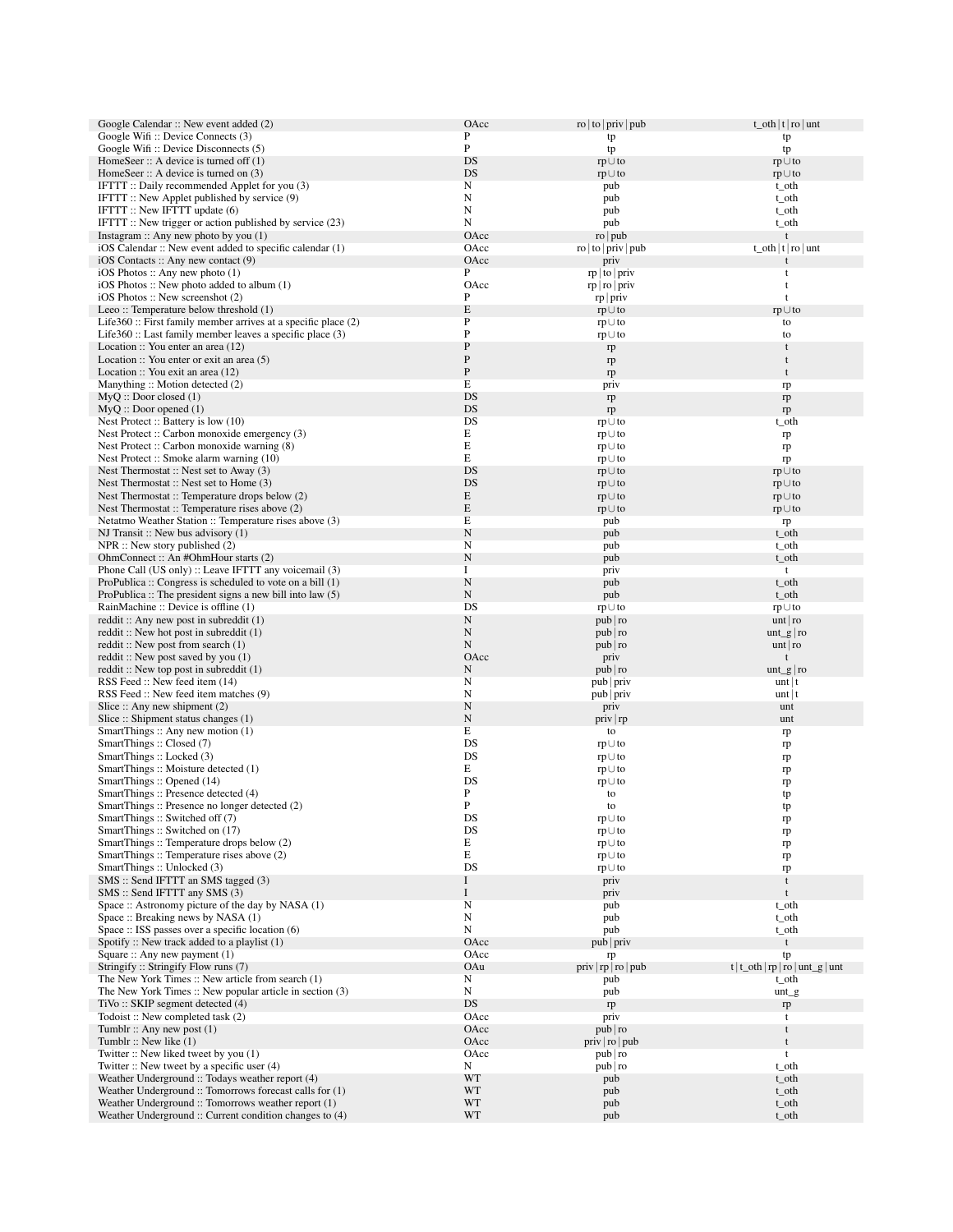| | | | |
|---|---|---|---|
| Google Calendar :: New event added (2) | OAcc | ro \| to \| priv \| pub | t_oth \| t \| ro \| unt |
| Google Wifi :: Device Connects (3) | P | tp | tp |
| Google Wifi :: Device Disconnects (5) | P | tp | tp |
| HomeSeer :: A device is turned off (1) | DS | rp∪to | rp∪to |
| HomeSeer :: A device is turned on (3) | DS | rp∪to | rp∪to |
| IFTTT :: Daily recommended Applet for you (3) | N | pub | t_oth |
| IFTTT :: New Applet published by service (9) | N | pub | t_oth |
| IFTTT :: New IFTTT update (6) | N | pub | t_oth |
| IFTTT :: New trigger or action published by service (23) | N | pub | t_oth |
| Instagram :: Any new photo by you (1) | OAcc | ro \| pub | t |
| iOS Calendar :: New event added to specific calendar (1) | OAcc | ro \| to \| priv \| pub | t_oth \| t \| ro \| unt |
| iOS Contacts :: Any new contact (9) | OAcc | priv | t |
| iOS Photos :: Any new photo (1) | P | rp \| to \| priv | t |
| iOS Photos :: New photo added to album (1) | OAcc | rp \| ro \| priv | t |
| iOS Photos :: New screenshot (2) | P | rp \| priv | t |
| Leeo :: Temperature below threshold (1) | E | rp∪to | rp∪to |
| Life360 :: First family member arrives at a specific place (2) | P | rp∪to | to |
| Life360 :: Last family member leaves a specific place (3) | P | rp∪to | to |
| Location :: You enter an area (12) | P | rp | t |
| Location :: You enter or exit an area (5) | P | rp | t |
| Location :: You exit an area (12) | P | rp | t |
| Manything :: Motion detected (2) | E | priv | rp |
| MyQ :: Door closed (1) | DS | rp | rp |
| MyQ :: Door opened (1) | DS | rp | rp |
| Nest Protect :: Battery is low (10) | DS | rp∪to | t_oth |
| Nest Protect :: Carbon monoxide emergency (3) | E | rp∪to | rp |
| Nest Protect :: Carbon monoxide warning (8) | E | rp∪to | rp |
| Nest Protect :: Smoke alarm warning (10) | E | rp∪to | rp |
| Nest Thermostat :: Nest set to Away (3) | DS | rp∪to | rp∪to |
| Nest Thermostat :: Nest set to Home (3) | DS | rp∪to | rp∪to |
| Nest Thermostat :: Temperature drops below (2) | E | rp∪to | rp∪to |
| Nest Thermostat :: Temperature rises above (2) | E | rp∪to | rp∪to |
| Netatmo Weather Station :: Temperature rises above (3) | E | pub | rp |
| NJ Transit :: New bus advisory (1) | N | pub | t_oth |
| NPR :: New story published (2) | N | pub | t_oth |
| OhmConnect :: An #OhmHour starts (2) | N | pub | t_oth |
| Phone Call (US only) :: Leave IFTTT any voicemail (3) | I | priv | t |
| ProPublica :: Congress is scheduled to vote on a bill (1) | N | pub | t_oth |
| ProPublica :: The president signs a new bill into law (5) | N | pub | t_oth |
| RainMachine :: Device is offline (1) | DS | rp∪to | rp∪to |
| reddit :: Any new post in subreddit (1) | N | pub \| ro | unt \| ro |
| reddit :: New hot post in subreddit (1) | N | pub \| ro | unt_g \| ro |
| reddit :: New post from search (1) | N | pub \| ro | unt \| ro |
| reddit :: New post saved by you (1) | OAcc | priv | t |
| reddit :: New top post in subreddit (1) | N | pub \| ro | unt_g \| ro |
| RSS Feed :: New feed item (14) | N | pub \| priv | unt \| t |
| RSS Feed :: New feed item matches (9) | N | pub \| priv | unt \| t |
| Slice :: Any new shipment (2) | N | priv | unt |
| Slice :: Shipment status changes (1) | N | priv \| rp | unt |
| SmartThings :: Any new motion (1) | E | to | rp |
| SmartThings :: Closed (7) | DS | rp∪to | rp |
| SmartThings :: Locked (3) | DS | rp∪to | rp |
| SmartThings :: Moisture detected (1) | E | rp∪to | rp |
| SmartThings :: Opened (14) | DS | rp∪to | rp |
| SmartThings :: Presence detected (4) | P | to | tp |
| SmartThings :: Presence no longer detected (2) | P | to | tp |
| SmartThings :: Switched off (7) | DS | rp∪to | rp |
| SmartThings :: Switched on (17) | DS | rp∪to | rp |
| SmartThings :: Temperature drops below (2) | E | rp∪to | rp |
| SmartThings :: Temperature rises above (2) | E | rp∪to | rp |
| SmartThings :: Unlocked (3) | DS | rp∪to | rp |
| SMS :: Send IFTTT an SMS tagged (3) | I | priv | t |
| SMS :: Send IFTTT any SMS (3) | I | priv | t |
| Space :: Astronomy picture of the day by NASA (1) | N | pub | t_oth |
| Space :: Breaking news by NASA (1) | N | pub | t_oth |
| Space :: ISS passes over a specific location (6) | N | pub | t_oth |
| Spotify :: New track added to a playlist (1) | OAcc | pub \| priv | t |
| Square :: Any new payment (1) | OAcc | rp | tp |
| Stringify :: Stringify Flow runs (7) | OAu | priv \| rp \| ro \| pub | t \| t_oth \| rp \| ro \| unt_g \| unt |
| The New York Times :: New article from search (1) | N | pub | t_oth |
| The New York Times :: New popular article in section (3) | N | pub | unt_g |
| TiVo :: SKIP segment detected (4) | DS | rp | rp |
| Todoist :: New completed task (2) | OAcc | priv | t |
| Tumblr :: Any new post (1) | OAcc | pub \| ro | t |
| Tumblr :: New like (1) | OAcc | priv \| ro \| pub | t |
| Twitter :: New liked tweet by you (1) | OAcc | pub \| ro | t |
| Twitter :: New tweet by a specific user (4) | N | pub \| ro | t_oth |
| Weather Underground :: Todays weather report (4) | WT | pub | t_oth |
| Weather Underground :: Tomorrows forecast calls for (1) | WT | pub | t_oth |
| Weather Underground :: Tomorrows weather report (1) | WT | pub | t_oth |
| Weather Underground :: Current condition changes to (4) | WT | pub | t_oth |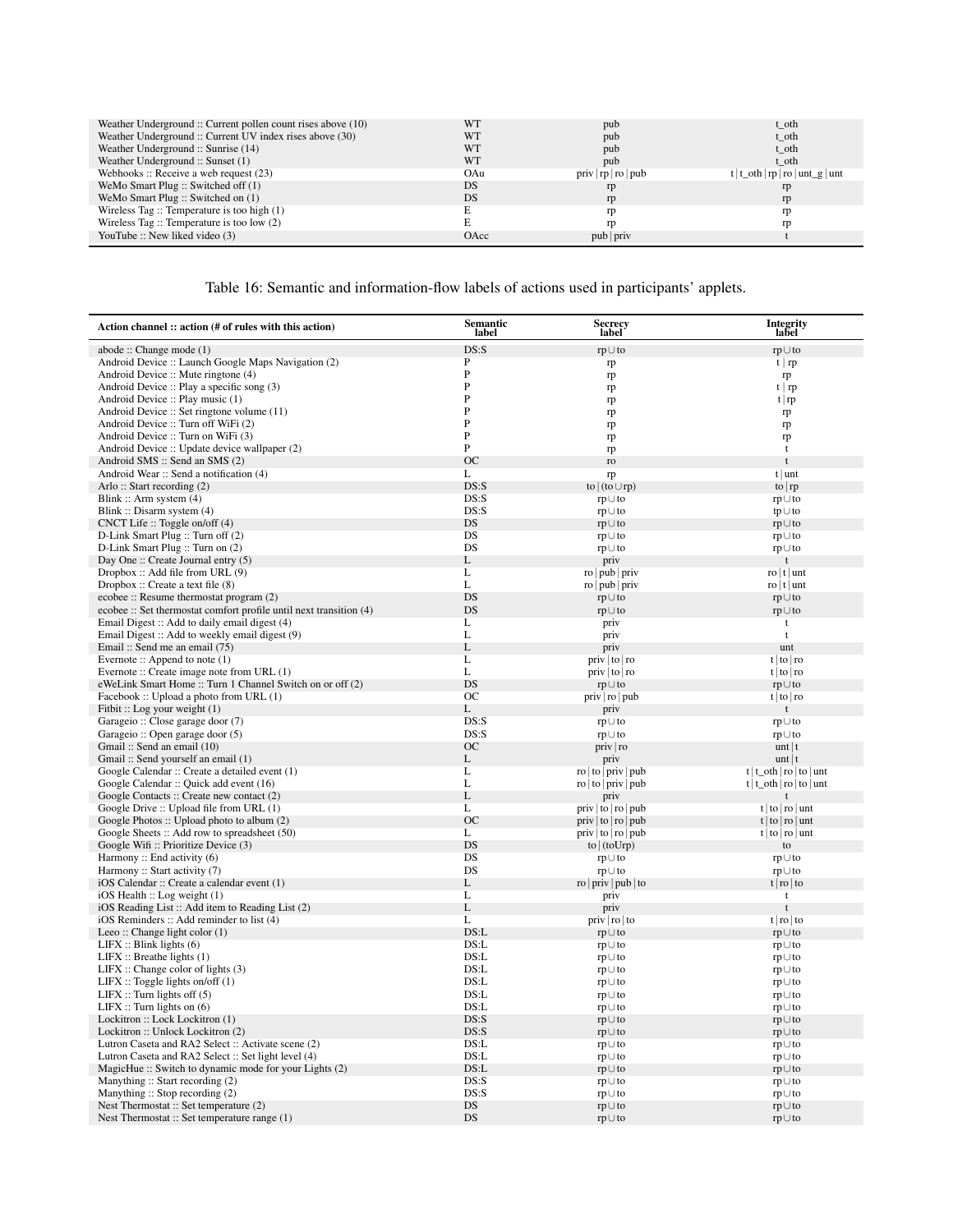| Weather Underground :: Current pollen count rises above (10) | WT | pub | t_oth |
|---|---|---|---|
| Weather Underground :: Current UV index rises above (30) | WT | pub | t_oth |
| Weather Underground :: Sunrise (14) | WT | pub | t_oth |
| Weather Underground :: Sunset (1) | WT | pub | t_oth |
| Webhooks :: Receive a web request (23) | OAu | priv \| rp \| ro \| pub | t \| t_oth \| rp \| ro \| unt_g \| unt |
| WeMo Smart Plug :: Switched off (1) | DS | rp | rp |
| WeMo Smart Plug :: Switched on (1) | DS | rp | rp |
| Wireless Tag :: Temperature is too high (1) | E | rp | rp |
| Wireless Tag :: Temperature is too low (2) | E | rp | rp |
| YouTube :: New liked video (3) | OAcc | pub \| priv | t |

Table 16: Semantic and information-flow labels of actions used in participants' applets.

| **Action channel :: action (# of rules with this action)** | **Semantic label** | **Secrecy label** | **Integrity label** |
|---|---|---|---|
| abode :: Change mode (1) | DS:S | rp∪to | rp∪to |
| Android Device :: Launch Google Maps Navigation (2) | P | rp | t \| rp |
| Android Device :: Mute ringtone (4) | P | rp | rp |
| Android Device :: Play a specific song (3) | P | rp | t \| rp |
| Android Device :: Play music (1) | P | rp | t \| rp |
| Android Device :: Set ringtone volume (11) | P | rp | rp |
| Android Device :: Turn off WiFi (2) | P | rp | rp |
| Android Device :: Turn on WiFi (3) | P | rp | rp |
| Android Device :: Update device wallpaper (2) | P | rp | t |
| Android SMS :: Send an SMS (2) | OC | ro | t |
| Android Wear :: Send a notification (4) | L | rp | t \| unt |
| Arlo :: Start recording (2) | DS:S | to \| (to∪rp) | to \| rp |
| Blink :: Arm system (4) | DS:S | rp∪to | rp∪to |
| Blink :: Disarm system (4) | DS:S | rp∪to | tp∪to |
| CNCT Life :: Toggle on/off (4) | DS | rp∪to | rp∪to |
| D-Link Smart Plug :: Turn off (2) | DS | rp∪to | rp∪to |
| D-Link Smart Plug :: Turn on (2) | DS | rp∪to | rp∪to |
| Day One :: Create Journal entry (5) | L | priv | t |
| Dropbox :: Add file from URL (9) | L | ro \| pub \| priv | ro \| t \| unt |
| Dropbox :: Create a text file (8) | L | ro \| pub \| priv | ro \| t \| unt |
| ecobee :: Resume thermostat program (2) | DS | rp∪to | rp∪to |
| ecobee :: Set thermostat comfort profile until next transition (4) | DS | rp∪to | rp∪to |
| Email Digest :: Add to daily email digest (4) | L | priv | t |
| Email Digest :: Add to weekly email digest (9) | L | priv | t |
| Email :: Send me an email (75) | L | priv | unt |
| Evernote :: Append to note (1) | L | priv \| to \| ro | t \| to \| ro |
| Evernote :: Create image note from URL (1) | L | priv \| to \| ro | t \| to \| ro |
| eWeLink Smart Home :: Turn 1 Channel Switch on or off (2) | DS | rp∪to | rp∪to |
| Facebook :: Upload a photo from URL (1) | OC | priv \| ro \| pub | t \| to \| ro |
| Fitbit :: Log your weight (1) | L | priv | t |
| Garageio :: Close garage door (7) | DS:S | rp∪to | rp∪to |
| Garageio :: Open garage door (5) | DS:S | rp∪to | rp∪to |
| Gmail :: Send an email (10) | OC | priv \| ro | unt \| t |
| Gmail :: Send yourself an email (1) | L | priv | unt \| t |
| Google Calendar :: Create a detailed event (1) | L | ro \| to \| priv \| pub | t \| t_oth \| ro \| to \| unt |
| Google Calendar :: Quick add event (16) | L | ro \| to \| priv \| pub | t \| t_oth \| ro \| to \| unt |
| Google Contacts :: Create new contact (2) | L | priv | t |
| Google Drive :: Upload file from URL (1) | L | priv \| to \| ro \| pub | t \| to \| ro \| unt |
| Google Photos :: Upload photo to album (2) | OC | priv \| to \| ro \| pub | t \| to \| ro \| unt |
| Google Sheets :: Add row to spreadsheet (50) | L | priv \| to \| ro \| pub | t \| to \| ro \| unt |
| Google Wifi :: Prioritize Device (3) | DS | to \| (to∪rp) | to |
| Harmony :: End activity (6) | DS | rp∪to | rp∪to |
| Harmony :: Start activity (7) | DS | rp∪to | rp∪to |
| iOS Calendar :: Create a calendar event (1) | L | ro \| priv \| pub \| to | t \| ro \| to |
| iOS Health :: Log weight (1) | L | priv | t |
| iOS Reading List :: Add item to Reading List (2) | L | priv | t |
| iOS Reminders :: Add reminder to list (4) | L | priv \| ro \| to | t \| ro \| to |
| Leeo :: Change light color (1) | DS:L | rp∪to | rp∪to |
| LIFX :: Blink lights (6) | DS:L | rp∪to | rp∪to |
| LIFX :: Breathe lights (1) | DS:L | rp∪to | rp∪to |
| LIFX :: Change color of lights (3) | DS:L | rp∪to | rp∪to |
| LIFX :: Toggle lights on/off (1) | DS:L | rp∪to | rp∪to |
| LIFX :: Turn lights off (5) | DS:L | rp∪to | rp∪to |
| LIFX :: Turn lights on (6) | DS:L | rp∪to | rp∪to |
| Lockitron :: Lock Lockitron (1) | DS:S | rp∪to | rp∪to |
| Lockitron :: Unlock Lockitron (2) | DS:S | rp∪to | rp∪to |
| Lutron Caseta and RA2 Select :: Activate scene (2) | DS:L | rp∪to | rp∪to |
| Lutron Caseta and RA2 Select :: Set light level (4) | DS:L | rp∪to | rp∪to |
| MagicHue :: Switch to dynamic mode for your Lights (2) | DS:L | rp∪to | rp∪to |
| Manything :: Start recording (2) | DS:S | rp∪to | rp∪to |
| Manything :: Stop recording (2) | DS:S | rp∪to | rp∪to |
| Nest Thermostat :: Set temperature (2) | DS | rp∪to | rp∪to |
| Nest Thermostat :: Set temperature range (1) | DS | rp∪to | rp∪to |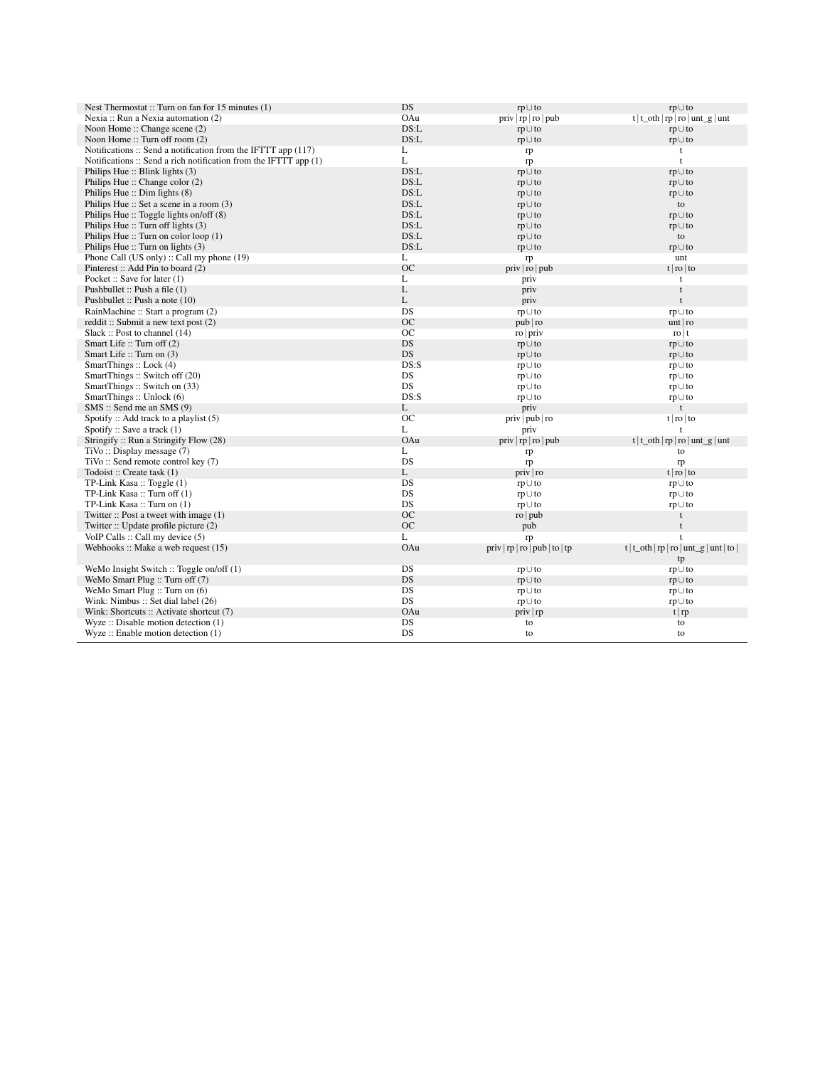| | | | |
|---|---|---|---|
| Nest Thermostat :: Turn on fan for 15 minutes (1) | DS | rp∪to | rp∪to |
| Nexia :: Run a Nexia automation (2) | OAu | priv \| rp \| ro \| pub | t \| t_oth \| rp \| ro \| unt_g \| unt |
| Noon Home :: Change scene (2) | DS:L | rp∪to | rp∪to |
| Noon Home :: Turn off room (2) | DS:L | rp∪to | rp∪to |
| Notifications :: Send a notification from the IFTTT app (117) | L | rp | t |
| Notifications :: Send a rich notification from the IFTTT app (1) | L | rp | t |
| Philips Hue :: Blink lights (3) | DS:L | rp∪to | rp∪to |
| Philips Hue :: Change color (2) | DS:L | rp∪to | rp∪to |
| Philips Hue :: Dim lights (8) | DS:L | rp∪to | rp∪to |
| Philips Hue :: Set a scene in a room (3) | DS:L | rp∪to | to |
| Philips Hue :: Toggle lights on/off (8) | DS:L | rp∪to | rp∪to |
| Philips Hue :: Turn off lights (3) | DS:L | rp∪to | rp∪to |
| Philips Hue :: Turn on color loop (1) | DS:L | rp∪to | to |
| Philips Hue :: Turn on lights (3) | DS:L | rp∪to | rp∪to |
| Phone Call (US only) :: Call my phone (19) | L | rp | unt |
| Pinterest :: Add Pin to board (2) | OC | priv \| ro \| pub | t \| ro \| to |
| Pocket :: Save for later (1) | L | priv | t |
| Pushbullet :: Push a file (1) | L | priv | t |
| Pushbullet :: Push a note (10) | L | priv | t |
| RainMachine :: Start a program (2) | DS | rp∪to | rp∪to |
| reddit :: Submit a new text post (2) | OC | pub \| ro | unt \| ro |
| Slack :: Post to channel (14) | OC | ro \| priv | ro \| t |
| Smart Life :: Turn off (2) | DS | rp∪to | rp∪to |
| Smart Life :: Turn on (3) | DS | rp∪to | rp∪to |
| SmartThings :: Lock (4) | DS:S | rp∪to | rp∪to |
| SmartThings :: Switch off (20) | DS | rp∪to | rp∪to |
| SmartThings :: Switch on (33) | DS | rp∪to | rp∪to |
| SmartThings :: Unlock (6) | DS:S | rp∪to | rp∪to |
| SMS :: Send me an SMS (9) | L | priv | t |
| Spotify :: Add track to a playlist (5) | OC | priv \| pub \| ro | t \| ro \| to |
| Spotify :: Save a track (1) | L | priv | t |
| Stringify :: Run a Stringify Flow (28) | OAu | priv \| rp \| ro \| pub | t \| t_oth \| rp \| ro \| unt_g \| unt |
| TiVo :: Display message (7) | L | rp | to |
| TiVo :: Send remote control key (7) | DS | rp | rp |
| Todoist :: Create task (1) | L | priv \| ro | t \| ro \| to |
| TP-Link Kasa :: Toggle (1) | DS | rp∪to | rp∪to |
| TP-Link Kasa :: Turn off (1) | DS | rp∪to | rp∪to |
| TP-Link Kasa :: Turn on (1) | DS | rp∪to | rp∪to |
| Twitter :: Post a tweet with image (1) | OC | ro \| pub | t |
| Twitter :: Update profile picture (2) | OC | pub | t |
| VoIP Calls :: Call my device (5) | L | rp | t |
| Webhooks :: Make a web request (15) | OAu | priv \| rp \| ro \| pub \| to \| tp | t \| t_oth \| rp \| ro \| unt_g \| unt \| to \| tp |
| WeMo Insight Switch :: Toggle on/off (1) | DS | rp∪to | rp∪to |
| WeMo Smart Plug :: Turn off (7) | DS | rp∪to | rp∪to |
| WeMo Smart Plug :: Turn on (6) | DS | rp∪to | rp∪to |
| Wink: Nimbus :: Set dial label (26) | DS | rp∪to | rp∪to |
| Wink: Shortcuts :: Activate shortcut (7) | OAu | priv \| rp | t \| rp |
| Wyze :: Disable motion detection (1) | DS | to | to |
| Wyze :: Enable motion detection (1) | DS | to | to |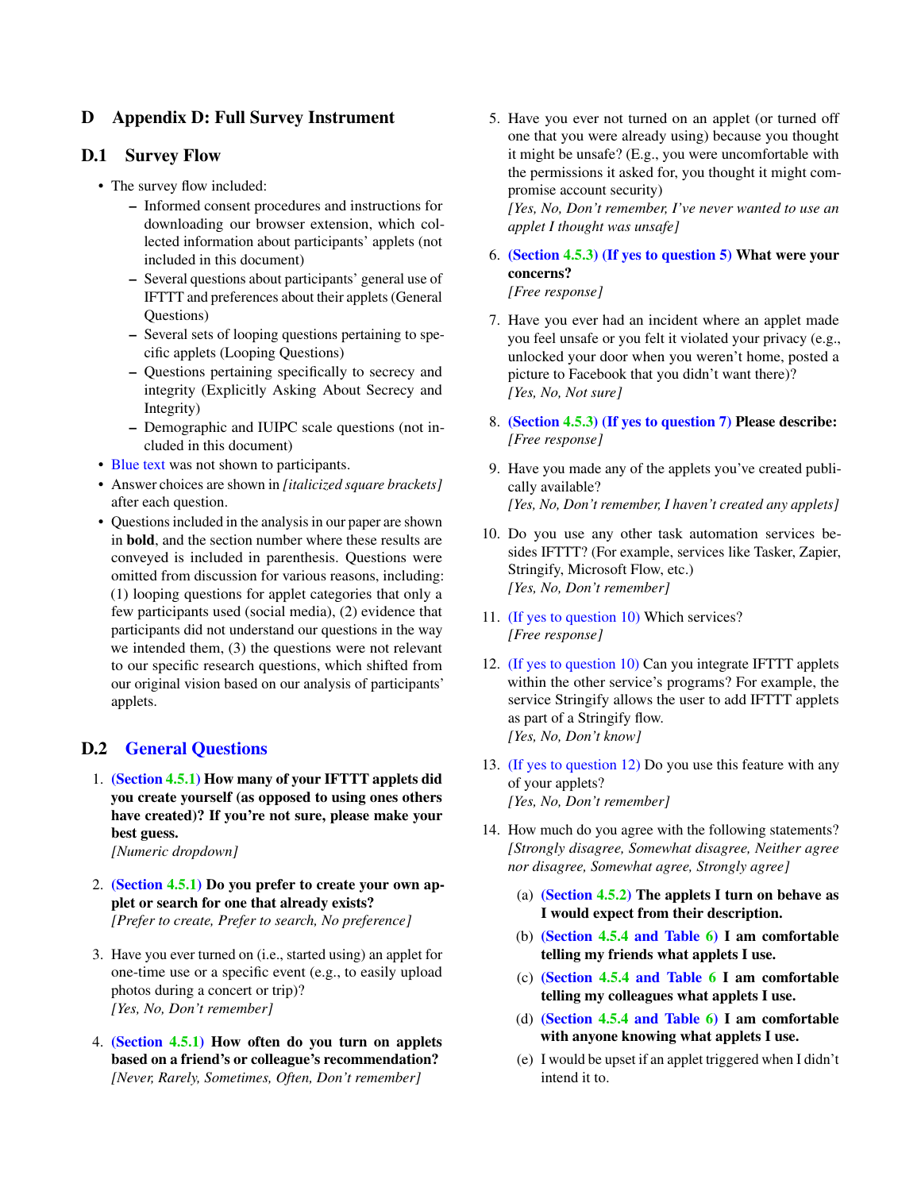## D Appendix D: Full Survey Instrument

### D.1 Survey Flow

- The survey flow included:
  - Informed consent procedures and instructions for downloading our browser extension, which collected information about participants' applets (not included in this document)
  - Several questions about participants' general use of IFTTT and preferences about their applets (General Questions)
  - Several sets of looping questions pertaining to specific applets (Looping Questions)
  - Questions pertaining specifically to secrecy and integrity (Explicitly Asking About Secrecy and Integrity)
  - Demographic and IUIPC scale questions (not included in this document)
- Blue text was not shown to participants.
- Answer choices are shown in *[italicized square brackets]* after each question.
- Questions included in the analysis in our paper are shown in **bold**, and the section number where these results are conveyed is included in parenthesis. Questions were omitted from discussion for various reasons, including: (1) looping questions for applet categories that only a few participants used (social media), (2) evidence that participants did not understand our questions in the way we intended them, (3) the questions were not relevant to our specific research questions, which shifted from our original vision based on our analysis of participants' applets.

### D.2 General Questions

1. **(Section 4.5.1) How many of your IFTTT applets did you create yourself (as opposed to using ones others have created)? If you're not sure, please make your best guess.**
   *[Numeric dropdown]*

2. **(Section 4.5.1) Do you prefer to create your own applet or search for one that already exists?**
   *[Prefer to create, Prefer to search, No preference]*

3. Have you ever turned on (i.e., started using) an applet for one-time use or a specific event (e.g., to easily upload photos during a concert or trip)?
   *[Yes, No, Don't remember]*

4. **(Section 4.5.1) How often do you turn on applets based on a friend's or colleague's recommendation?**
   *[Never, Rarely, Sometimes, Often, Don't remember]*

5. Have you ever not turned on an applet (or turned off one that you were already using) because you thought it might be unsafe? (E.g., you were uncomfortable with the permissions it asked for, you thought it might compromise account security)
   *[Yes, No, Don't remember, I've never wanted to use an applet I thought was unsafe]*

6. **(Section 4.5.3) (If yes to question 5) What were your concerns?**
   *[Free response]*

7. Have you ever had an incident where an applet made you feel unsafe or you felt it violated your privacy (e.g., unlocked your door when you weren't home, posted a picture to Facebook that you didn't want there)?
   *[Yes, No, Not sure]*

8. **(Section 4.5.3) (If yes to question 7) Please describe:**
   *[Free response]*

9. Have you made any of the applets you've created publically available?
   *[Yes, No, Don't remember, I haven't created any applets]*

10. Do you use any other task automation services besides IFTTT? (For example, services like Tasker, Zapier, Stringify, Microsoft Flow, etc.)
    *[Yes, No, Don't remember]*

11. (If yes to question 10) Which services?
    *[Free response]*

12. (If yes to question 10) Can you integrate IFTTT applets within the other service's programs? For example, the service Stringify allows the user to add IFTTT applets as part of a Stringify flow.
    *[Yes, No, Don't know]*

13. (If yes to question 12) Do you use this feature with any of your applets?
    *[Yes, No, Don't remember]*

14. How much do you agree with the following statements?
    *[Strongly disagree, Somewhat disagree, Neither agree nor disagree, Somewhat agree, Strongly agree]*

    (a) **(Section 4.5.2) The applets I turn on behave as I would expect from their description.**

    (b) **(Section 4.5.4 and Table 6) I am comfortable telling my friends what applets I use.**

    (c) **(Section 4.5.4 and Table 6 I am comfortable telling my colleagues what applets I use.**

    (d) **(Section 4.5.4 and Table 6) I am comfortable with anyone knowing what applets I use.**

    (e) I would be upset if an applet triggered when I didn't intend it to.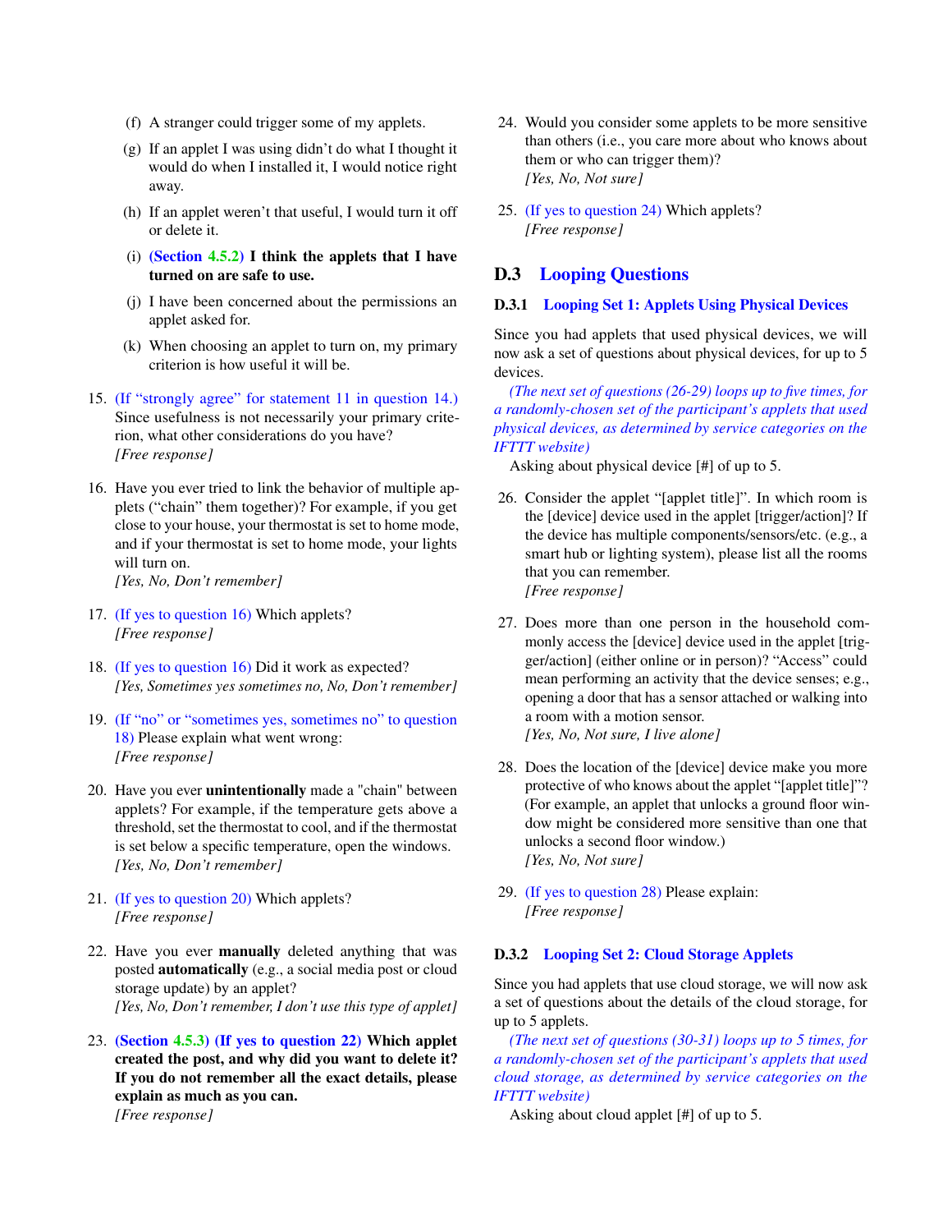(f) A stranger could trigger some of my applets.

(g) If an applet I was using didn't do what I thought it would do when I installed it, I would notice right away.

(h) If an applet weren't that useful, I would turn it off or delete it.

(i) **(Section 4.5.2) I think the applets that I have turned on are safe to use.**

(j) I have been concerned about the permissions an applet asked for.

(k) When choosing an applet to turn on, my primary criterion is how useful it will be.

15. (If "strongly agree" for statement 11 in question 14.) Since usefulness is not necessarily your primary criterion, what other considerations do you have?
*[Free response]*

16. Have you ever tried to link the behavior of multiple applets ("chain" them together)? For example, if you get close to your house, your thermostat is set to home mode, and if your thermostat is set to home mode, your lights will turn on.
*[Yes, No, Don't remember]*

17. (If yes to question 16) Which applets?
*[Free response]*

18. (If yes to question 16) Did it work as expected?
*[Yes, Sometimes yes sometimes no, No, Don't remember]*

19. (If "no" or "sometimes yes, sometimes no" to question 18) Please explain what went wrong:
*[Free response]*

20. Have you ever **unintentionally** made a "chain" between applets? For example, if the temperature gets above a threshold, set the thermostat to cool, and if the thermostat is set below a specific temperature, open the windows.
*[Yes, No, Don't remember]*

21. (If yes to question 20) Which applets?
*[Free response]*

22. Have you ever **manually** deleted anything that was posted **automatically** (e.g., a social media post or cloud storage update) by an applet?
*[Yes, No, Don't remember, I don't use this type of applet]*

23. **(Section 4.5.3) (If yes to question 22) Which applet created the post, and why did you want to delete it? If you do not remember all the exact details, please explain as much as you can.**
*[Free response]*

24. Would you consider some applets to be more sensitive than others (i.e., you care more about who knows about them or who can trigger them)?
*[Yes, No, Not sure]*

25. (If yes to question 24) Which applets?
*[Free response]*

## D.3 Looping Questions

### D.3.1 Looping Set 1: Applets Using Physical Devices

Since you had applets that used physical devices, we will now ask a set of questions about physical devices, for up to 5 devices.

*(The next set of questions (26-29) loops up to five times, for a randomly-chosen set of the participant's applets that used physical devices, as determined by service categories on the IFTTT website)*

Asking about physical device [#] of up to 5.

26. Consider the applet "[applet title]". In which room is the [device] device used in the applet [trigger/action]? If the device has multiple components/sensors/etc. (e.g., a smart hub or lighting system), please list all the rooms that you can remember.
*[Free response]*

27. Does more than one person in the household commonly access the [device] device used in the applet [trigger/action] (either online or in person)? "Access" could mean performing an activity that the device senses; e.g., opening a door that has a sensor attached or walking into a room with a motion sensor.
*[Yes, No, Not sure, I live alone]*

28. Does the location of the [device] device make you more protective of who knows about the applet "[applet title]"? (For example, an applet that unlocks a ground floor window might be considered more sensitive than one that unlocks a second floor window.)
*[Yes, No, Not sure]*

29. (If yes to question 28) Please explain:
*[Free response]*

### D.3.2 Looping Set 2: Cloud Storage Applets

Since you had applets that use cloud storage, we will now ask a set of questions about the details of the cloud storage, for up to 5 applets.

*(The next set of questions (30-31) loops up to 5 times, for a randomly-chosen set of the participant's applets that used cloud storage, as determined by service categories on the IFTTT website)*

Asking about cloud applet [#] of up to 5.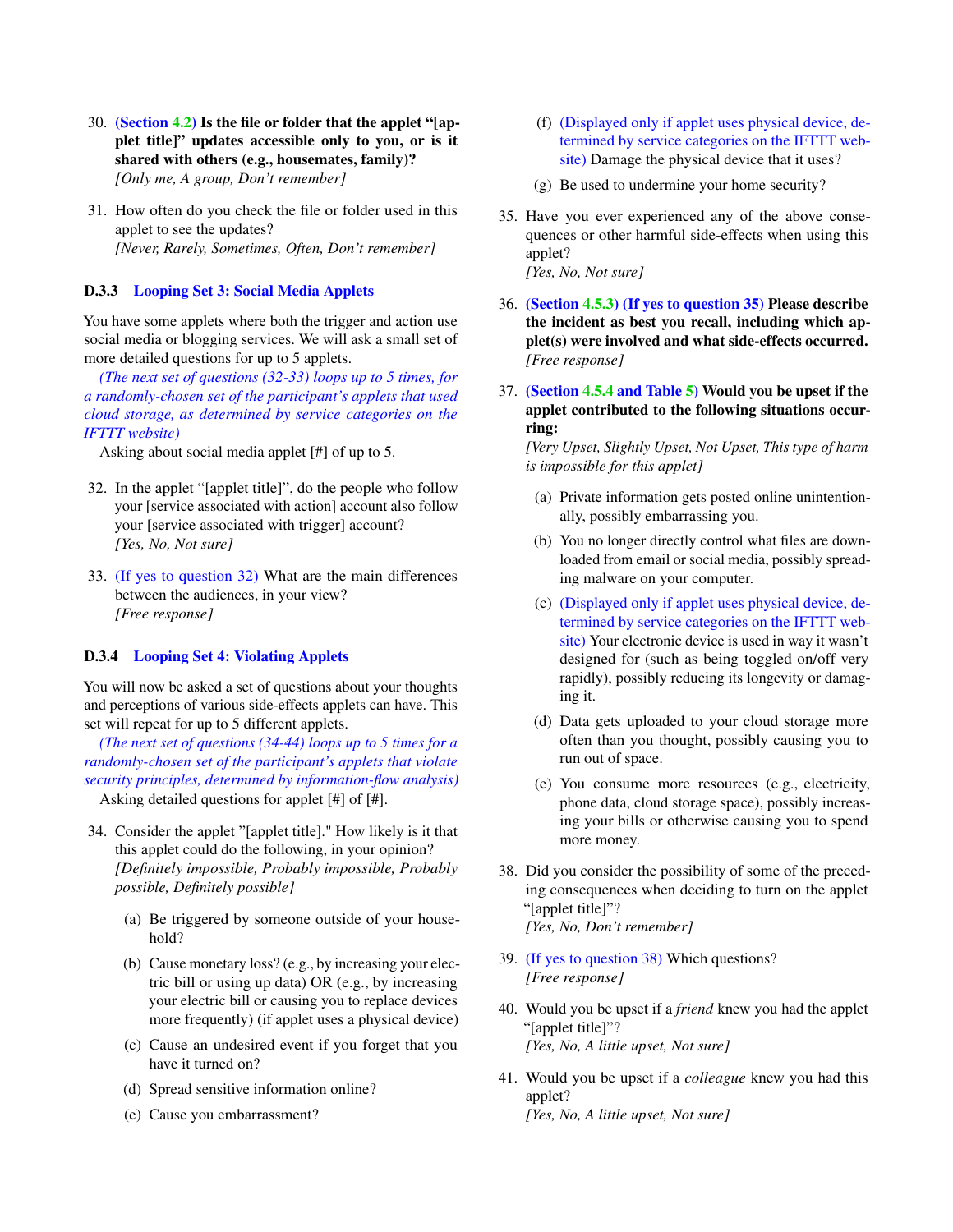30. **(Section 4.2) Is the file or folder that the applet "[applet title]" updates accessible only to you, or is it shared with others (e.g., housemates, family)?**
    *[Only me, A group, Don't remember]*

31. How often do you check the file or folder used in this applet to see the updates?
    *[Never, Rarely, Sometimes, Often, Don't remember]*

### D.3.3 Looping Set 3: Social Media Applets

You have some applets where both the trigger and action use social media or blogging services. We will ask a small set of more detailed questions for up to 5 applets.

*(The next set of questions (32-33) loops up to 5 times, for a randomly-chosen set of the participant's applets that used cloud storage, as determined by service categories on the IFTTT website)*

Asking about social media applet [#] of up to 5.

32. In the applet "[applet title]", do the people who follow your [service associated with action] account also follow your [service associated with trigger] account?
    *[Yes, No, Not sure]*

33. (If yes to question 32) What are the main differences between the audiences, in your view?
    *[Free response]*

### D.3.4 Looping Set 4: Violating Applets

You will now be asked a set of questions about your thoughts and perceptions of various side-effects applets can have. This set will repeat for up to 5 different applets.

*(The next set of questions (34-44) loops up to 5 times for a randomly-chosen set of the participant's applets that violate security principles, determined by information-flow analysis)*

Asking detailed questions for applet [#] of [#].

34. Consider the applet "[applet title]." How likely is it that this applet could do the following, in your opinion?
    *[Definitely impossible, Probably impossible, Probably possible, Definitely possible]*

    (a) Be triggered by someone outside of your household?

    (b) Cause monetary loss? (e.g., by increasing your electric bill or using up data) OR (e.g., by increasing your electric bill or causing you to replace devices more frequently) (if applet uses a physical device)

    (c) Cause an undesired event if you forget that you have it turned on?

    (d) Spread sensitive information online?

    (e) Cause you embarrassment?

    (f) (Displayed only if applet uses physical device, determined by service categories on the IFTTT website) Damage the physical device that it uses?

    (g) Be used to undermine your home security?

35. Have you ever experienced any of the above consequences or other harmful side-effects when using this applet?
    *[Yes, No, Not sure]*

36. **(Section 4.5.3) (If yes to question 35) Please describe the incident as best you recall, including which applet(s) were involved and what side-effects occurred.**
    *[Free response]*

37. **(Section 4.5.4 and Table 5) Would you be upset if the applet contributed to the following situations occurring:**
    *[Very Upset, Slightly Upset, Not Upset, This type of harm is impossible for this applet]*

    (a) Private information gets posted online unintentionally, possibly embarrassing you.

    (b) You no longer directly control what files are downloaded from email or social media, possibly spreading malware on your computer.

    (c) (Displayed only if applet uses physical device, determined by service categories on the IFTTT website) Your electronic device is used in way it wasn't designed for (such as being toggled on/off very rapidly), possibly reducing its longevity or damaging it.

    (d) Data gets uploaded to your cloud storage more often than you thought, possibly causing you to run out of space.

    (e) You consume more resources (e.g., electricity, phone data, cloud storage space), possibly increasing your bills or otherwise causing you to spend more money.

38. Did you consider the possibility of some of the preceding consequences when deciding to turn on the applet "[applet title]"?
    *[Yes, No, Don't remember]*

39. (If yes to question 38) Which questions?
    *[Free response]*

40. Would you be upset if a *friend* knew you had the applet "[applet title]"?
    *[Yes, No, A little upset, Not sure]*

41. Would you be upset if a *colleague* knew you had this applet?
    *[Yes, No, A little upset, Not sure]*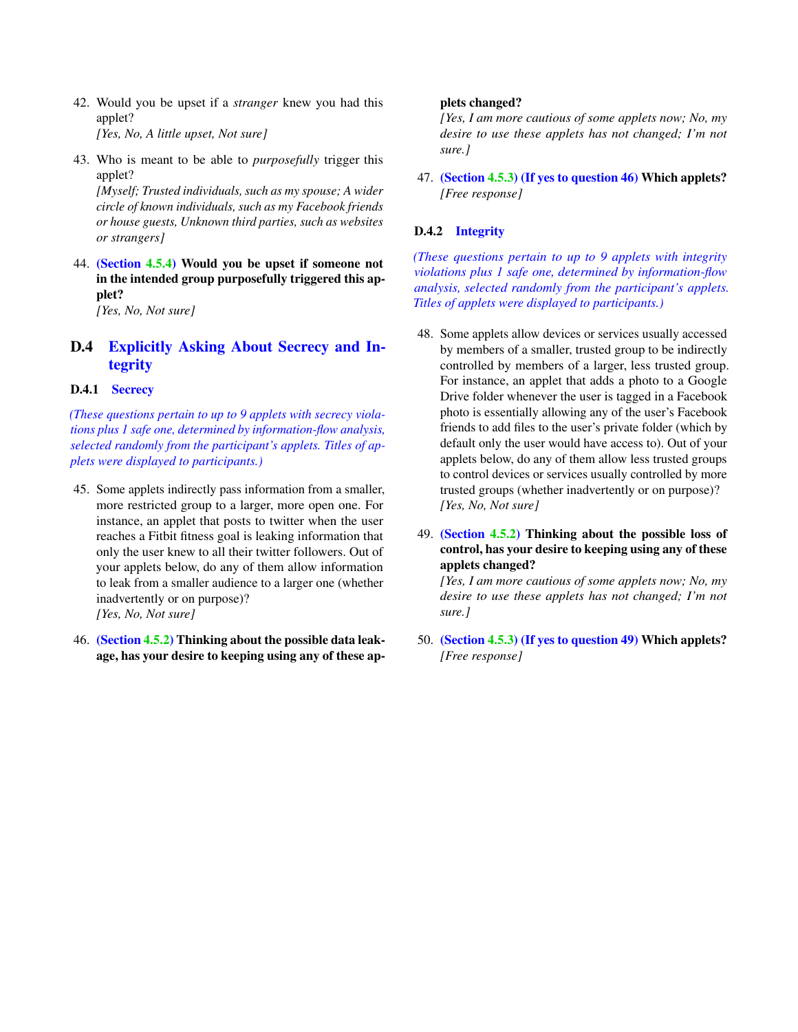42. Would you be upset if a *stranger* knew you had this applet?
    *[Yes, No, A little upset, Not sure]*

43. Who is meant to be able to *purposefully* trigger this applet?
    *[Myself; Trusted individuals, such as my spouse; A wider circle of known individuals, such as my Facebook friends or house guests, Unknown third parties, such as websites or strangers]*

44. **(Section 4.5.4) Would you be upset if someone not in the intended group purposefully triggered this applet?**
    *[Yes, No, Not sure]*

## D.4 Explicitly Asking About Secrecy and Integrity

### D.4.1 Secrecy

*(These questions pertain to up to 9 applets with secrecy violations plus 1 safe one, determined by information-flow analysis, selected randomly from the participant's applets. Titles of applets were displayed to participants.)*

45. Some applets indirectly pass information from a smaller, more restricted group to a larger, more open one. For instance, an applet that posts to twitter when the user reaches a Fitbit fitness goal is leaking information that only the user knew to all their twitter followers. Out of your applets below, do any of them allow information to leak from a smaller audience to a larger one (whether inadvertently or on purpose)?
    *[Yes, No, Not sure]*

46. **(Section 4.5.2) Thinking about the possible data leakage, has your desire to keeping using any of these applets changed?**
    *[Yes, I am more cautious of some applets now; No, my desire to use these applets has not changed; I'm not sure.]*

47. **(Section 4.5.3) (If yes to question 46) Which applets?**
    *[Free response]*

### D.4.2 Integrity

*(These questions pertain to up to 9 applets with integrity violations plus 1 safe one, determined by information-flow analysis, selected randomly from the participant's applets. Titles of applets were displayed to participants.)*

48. Some applets allow devices or services usually accessed by members of a smaller, trusted group to be indirectly controlled by members of a larger, less trusted group. For instance, an applet that adds a photo to a Google Drive folder whenever the user is tagged in a Facebook photo is essentially allowing any of the user's Facebook friends to add files to the user's private folder (which by default only the user would have access to). Out of your applets below, do any of them allow less trusted groups to control devices or services usually controlled by more trusted groups (whether inadvertently or on purpose)?
    *[Yes, No, Not sure]*

49. **(Section 4.5.2) Thinking about the possible loss of control, has your desire to keeping using any of these applets changed?**
    *[Yes, I am more cautious of some applets now; No, my desire to use these applets has not changed; I'm not sure.]*

50. **(Section 4.5.3) (If yes to question 49) Which applets?**
    *[Free response]*